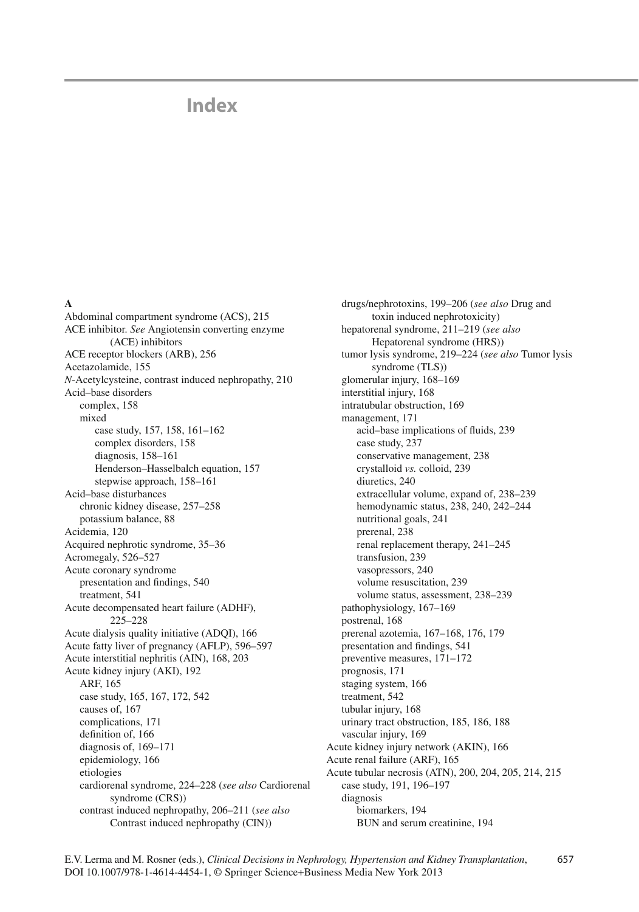# Index

**A**

Abdominal compartment syndrome (ACS), 215
ACE inhibitor. *See* Angiotensin converting enzyme (ACE) inhibitors
ACE receptor blockers (ARB), 256
Acetazolamide, 155
*N*-Acetylcysteine, contrast induced nephropathy, 210
Acid–base disorders
- complex, 158
- mixed
  - case study, 157, 158, 161–162
  - complex disorders, 158
  - diagnosis, 158–161
  - Henderson–Hasselbalch equation, 157
  - stepwise approach, 158–161

Acid–base disturbances
- chronic kidney disease, 257–258
- potassium balance, 88

Acidemia, 120
Acquired nephrotic syndrome, 35–36
Acromegaly, 526–527
Acute coronary syndrome
- presentation and findings, 540
- treatment, 541

Acute decompensated heart failure (ADHF), 225–228
Acute dialysis quality initiative (ADQI), 166
Acute fatty liver of pregnancy (AFLP), 596–597
Acute interstitial nephritis (AIN), 168, 203
Acute kidney injury (AKI), 192
- ARF, 165
- case study, 165, 167, 172, 542
- causes of, 167
- complications, 171
- definition of, 166
- diagnosis of, 169–171
- epidemiology, 166
- etiologies
  - cardiorenal syndrome, 224–228 (*see also* Cardiorenal syndrome (CRS))
  - contrast induced nephropathy, 206–211 (*see also* Contrast induced nephropathy (CIN))
  - drugs/nephrotoxins, 199–206 (*see also* Drug and toxin induced nephrotoxicity)
  - hepatorenal syndrome, 211–219 (*see also* Hepatorenal syndrome (HRS))
  - tumor lysis syndrome, 219–224 (*see also* Tumor lysis syndrome (TLS))
- glomerular injury, 168–169
- interstitial injury, 168
- intratubular obstruction, 169
- management, 171
  - acid–base implications of fluids, 239
  - case study, 237
  - conservative management, 238
  - crystalloid *vs.* colloid, 239
  - diuretics, 240
  - extracellular volume, expand of, 238–239
  - hemodynamic status, 238, 240, 242–244
  - nutritional goals, 241
  - prerenal, 238
  - renal replacement therapy, 241–245
  - transfusion, 239
  - vasopressors, 240
  - volume resuscitation, 239
  - volume status, assessment, 238–239
- pathophysiology, 167–169
- postrenal, 168
- prerenal azotemia, 167–168, 176, 179
- presentation and findings, 541
- preventive measures, 171–172
- prognosis, 171
- staging system, 166
- treatment, 542
- tubular injury, 168
- urinary tract obstruction, 185, 186, 188
- vascular injury, 169

Acute kidney injury network (AKIN), 166
Acute renal failure (ARF), 165
Acute tubular necrosis (ATN), 200, 204, 205, 214, 215
- case study, 191, 196–197
- diagnosis
  - biomarkers, 194
  - BUN and serum creatinine, 194

E.V. Lerma and M. Rosner (eds.), *Clinical Decisions in Nephrology, Hypertension and Kidney Transplantation*, DOI 10.1007/978-1-4614-4454-1, © Springer Science+Business Media New York 2013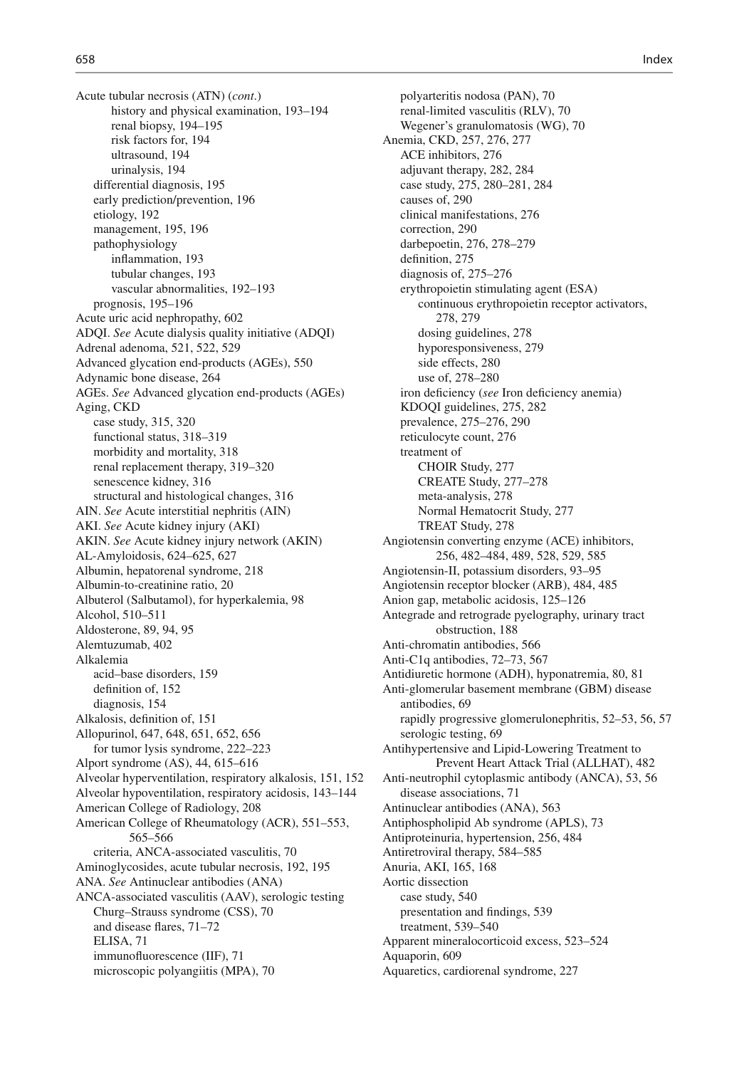Acute tubular necrosis (ATN) (*cont.*)
- history and physical examination, 193–194
- renal biopsy, 194–195
- risk factors for, 194
- ultrasound, 194
- urinalysis, 194

- differential diagnosis, 195
- early prediction/prevention, 196
- etiology, 192
- management, 195, 196
- pathophysiology
  - inflammation, 193
  - tubular changes, 193
  - vascular abnormalities, 192–193
- prognosis, 195–196

Acute uric acid nephropathy, 602
ADQI. *See* Acute dialysis quality initiative (ADQI)
Adrenal adenoma, 521, 522, 529
Advanced glycation end-products (AGEs), 550
Adynamic bone disease, 264
AGEs. *See* Advanced glycation end-products (AGEs)
Aging, CKD
- case study, 315, 320
- functional status, 318–319
- morbidity and mortality, 318
- renal replacement therapy, 319–320
- senescence kidney, 316
- structural and histological changes, 316

AIN. *See* Acute interstitial nephritis (AIN)
AKI. *See* Acute kidney injury (AKI)
AKIN. *See* Acute kidney injury network (AKIN)
AL-Amyloidosis, 624–625, 627
Albumin, hepatorenal syndrome, 218
Albumin-to-creatinine ratio, 20
Albuterol (Salbutamol), for hyperkalemia, 98
Alcohol, 510–511
Aldosterone, 89, 94, 95
Alemtuzumab, 402
Alkalemia
- acid–base disorders, 159
- definition of, 152
- diagnosis, 154

Alkalosis, definition of, 151
Allopurinol, 647, 648, 651, 652, 656
- for tumor lysis syndrome, 222–223

Alport syndrome (AS), 44, 615–616
Alveolar hyperventilation, respiratory alkalosis, 151, 152
Alveolar hypoventilation, respiratory acidosis, 143–144
American College of Radiology, 208
American College of Rheumatology (ACR), 551–553, 565–566
- criteria, ANCA-associated vasculitis, 70

Aminoglycosides, acute tubular necrosis, 192, 195
ANA. *See* Antinuclear antibodies (ANA)
ANCA-associated vasculitis (AAV), serologic testing
- Churg–Strauss syndrome (CSS), 70
- and disease flares, 71–72
- ELISA, 71
- immunofluorescence (IIF), 71
- microscopic polyangiitis (MPA), 70
- polyarteritis nodosa (PAN), 70
- renal-limited vasculitis (RLV), 70
- Wegener's granulomatosis (WG), 70

Anemia, CKD, 257, 276, 277
- ACE inhibitors, 276
- adjuvant therapy, 282, 284
- case study, 275, 280–281, 284
- causes of, 290
- clinical manifestations, 276
- correction, 290
- darbepoetin, 276, 278–279
- definition, 275
- diagnosis of, 275–276
- erythropoietin stimulating agent (ESA)
  - continuous erythropoietin receptor activators, 278, 279
  - dosing guidelines, 278
  - hyporesponsiveness, 279
  - side effects, 280
  - use of, 278–280
- iron deficiency (*see* Iron deficiency anemia)
- KDOQI guidelines, 275, 282
- prevalence, 275–276, 290
- reticulocyte count, 276
- treatment of
  - CHOIR Study, 277
  - CREATE Study, 277–278
  - meta-analysis, 278
  - Normal Hematocrit Study, 277
  - TREAT Study, 278

Angiotensin converting enzyme (ACE) inhibitors, 256, 482–484, 489, 528, 529, 585
Angiotensin-II, potassium disorders, 93–95
Angiotensin receptor blocker (ARB), 484, 485
Anion gap, metabolic acidosis, 125–126
Antegrade and retrograde pyelography, urinary tract obstruction, 188
Anti-chromatin antibodies, 566
Anti-C1q antibodies, 72–73, 567
Antidiuretic hormone (ADH), hyponatremia, 80, 81
Anti-glomerular basement membrane (GBM) disease
- antibodies, 69
- rapidly progressive glomerulonephritis, 52–53, 56, 57
- serologic testing, 69

Antihypertensive and Lipid-Lowering Treatment to Prevent Heart Attack Trial (ALLHAT), 482
Anti-neutrophil cytoplasmic antibody (ANCA), 53, 56
- disease associations, 71

Antinuclear antibodies (ANA), 563
Antiphospholipid Ab syndrome (APLS), 73
Antiproteinuria, hypertension, 256, 484
Antiretroviral therapy, 584–585
Anuria, AKI, 165, 168
Aortic dissection
- case study, 540
- presentation and findings, 539
- treatment, 539–540

Apparent mineralocorticoid excess, 523–524
Aquaporin, 609
Aquaretics, cardiorenal syndrome, 227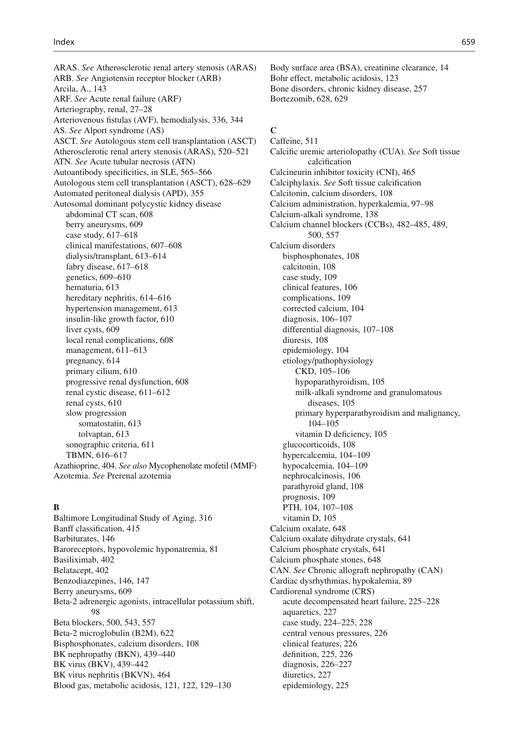ARAS. *See* Atherosclerotic renal artery stenosis (ARAS)
ARB. *See* Angiotensin receptor blocker (ARB)
Arcila, A., 143
ARF. *See* Acute renal failure (ARF)
Arteriography, renal, 27–28
Arteriovenous fistulas (AVF), hemodialysis, 336, 344
AS. *See* Alport syndrome (AS)
ASCT. *See* Autologous stem cell transplantation (ASCT)
Atherosclerotic renal artery stenosis (ARAS), 520–521
ATN. *See* Acute tubular necrosis (ATN)
Autoantibody specificities, in SLE, 565–566
Autologous stem cell transplantation (ASCT), 628–629
Automated peritoneal dialysis (APD), 355
Autosomal dominant polycystic kidney disease
- abdominal CT scan, 608
- berry aneurysms, 609
- case study, 617–618
- clinical manifestations, 607–608
- dialysis/transplant, 613–614
- fabry disease, 617–618
- genetics, 609–610
- hematuria, 613
- hereditary nephritis, 614–616
- hypertension management, 613
- insulin-like growth factor, 610
- liver cysts, 609
- local renal complications, 608
- management, 611–613
- pregnancy, 614
- primary cilium, 610
- progressive renal dysfunction, 608
- renal cystic disease, 611–612
- renal cysts, 610
- slow progression
  - somatostatin, 613
  - tolvaptan, 613
- sonographic criteria, 611
- TBMN, 616–617

Azathioprine, 404. *See also* Mycophenolate mofetil (MMF)
Azotemia. *See* Prerenal azotemia

**B**

Baltimore Longitudinal Study of Aging, 316
Banff classification, 415
Barbiturates, 146
Baroreceptors, hypovolemic hyponatremia, 81
Basiliximab, 402
Belatacept, 402
Benzodiazepines, 146, 147
Berry aneurysms, 609
Beta-2 adrenergic agonists, intracellular potassium shift, 98
Beta blockers, 500, 543, 557
Beta-2 microglobulin (B2M), 622
Bisphosphonates, calcium disorders, 108
BK nephropathy (BKN), 439–440
BK virus (BKV), 439–442
BK virus nephritis (BKVN), 464
Blood gas, metabolic acidosis, 121, 122, 129–130
Body surface area (BSA), creatinine clearance, 14
Bohr effect, metabolic acidosis, 123
Bone disorders, chronic kidney disease, 257
Bortezomib, 628, 629

**C**

Caffeine, 511
Calcific uremic arteriolopathy (CUA). *See* Soft tissue calcification
Calcineurin inhibitor toxicity (CNI), 465
Calciphylaxis. *See* Soft tissue calcification
Calcitonin, calcium disorders, 108
Calcium administration, hyperkalemia, 97–98
Calcium-alkali syndrome, 138
Calcium channel blockers (CCBs), 482–485, 489, 500, 557
Calcium disorders
- bisphosphonates, 108
- calcitonin, 108
- case study, 109
- clinical features, 106
- complications, 109
- corrected calcium, 104
- diagnosis, 106–107
- differential diagnosis, 107–108
- diuresis, 108
- epidemiology, 104
- etiology/pathophysiology
  - CKD, 105–106
  - hypoparathyroidism, 105
  - milk-alkali syndrome and granulomatous diseases, 105
  - primary hyperparathyroidism and malignancy, 104–105
  - vitamin D deficiency, 105
- glucocorticoids, 108
- hypercalcemia, 104–109
- hypocalcemia, 104–109
- nephrocalcinosis, 106
- parathyroid gland, 108
- prognosis, 109
- PTH, 104, 107–108
- vitamin D, 105

Calcium oxalate, 648
Calcium oxalate dihydrate crystals, 641
Calcium phosphate crystals, 641
Calcium phosphate stones, 648
CAN. *See* Chronic allograft nephropathy (CAN)
Cardiac dysrhythmias, hypokalemia, 89
Cardiorenal syndrome (CRS)
- acute decompensated heart failure, 225–228
- aquaretics, 227
- case study, 224–225, 228
- central venous pressures, 226
- clinical features, 226
- definition, 225, 226
- diagnosis, 226–227
- diuretics, 227
- epidemiology, 225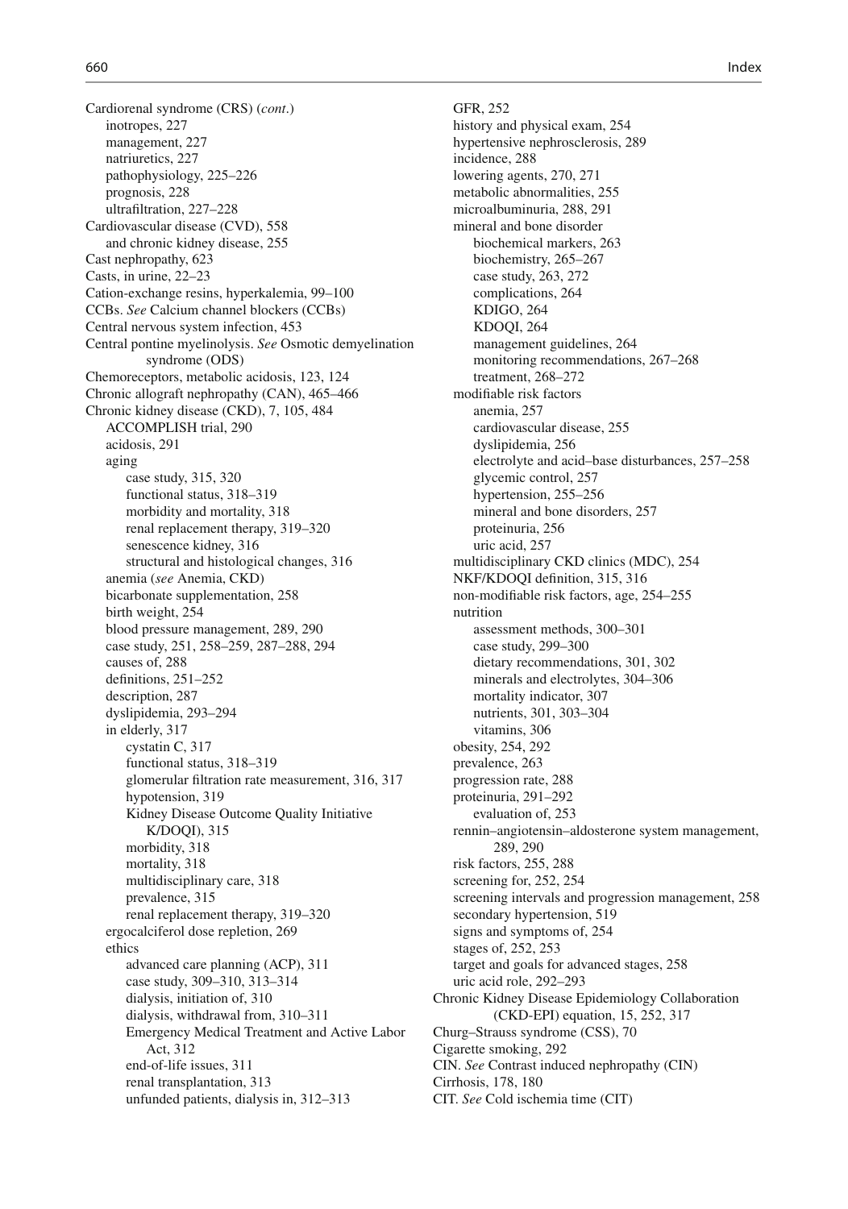Cardiorenal syndrome (CRS) (*cont.*)
- inotropes, 227
- management, 227
- natriuretics, 227
- pathophysiology, 225–226
- prognosis, 228
- ultrafiltration, 227–228

Cardiovascular disease (CVD), 558
- and chronic kidney disease, 255

Cast nephropathy, 623

Casts, in urine, 22–23

Cation-exchange resins, hyperkalemia, 99–100

CCBs. *See* Calcium channel blockers (CCBs)

Central nervous system infection, 453

Central pontine myelinolysis. *See* Osmotic demyelination syndrome (ODS)

Chemoreceptors, metabolic acidosis, 123, 124

Chronic allograft nephropathy (CAN), 465–466

Chronic kidney disease (CKD), 7, 105, 484
- ACCOMPLISH trial, 290
- acidosis, 291
- aging
  - case study, 315, 320
  - functional status, 318–319
  - morbidity and mortality, 318
  - renal replacement therapy, 319–320
  - senescence kidney, 316
  - structural and histological changes, 316
- anemia (*see* Anemia, CKD)
- bicarbonate supplementation, 258
- birth weight, 254
- blood pressure management, 289, 290
- case study, 251, 258–259, 287–288, 294
- causes of, 288
- definitions, 251–252
- description, 287
- dyslipidemia, 293–294
- in elderly, 317
  - cystatin C, 317
  - functional status, 318–319
  - glomerular filtration rate measurement, 316, 317
  - hypotension, 319
  - Kidney Disease Outcome Quality Initiative K/DOQI), 315
  - morbidity, 318
  - mortality, 318
  - multidisciplinary care, 318
  - prevalence, 315
  - renal replacement therapy, 319–320
- ergocalciferol dose repletion, 269
- ethics
  - advanced care planning (ACP), 311
  - case study, 309–310, 313–314
  - dialysis, initiation of, 310
  - dialysis, withdrawal from, 310–311
  - Emergency Medical Treatment and Active Labor Act, 312
  - end-of-life issues, 311
  - renal transplantation, 313
  - unfunded patients, dialysis in, 312–313
- GFR, 252
- history and physical exam, 254
- hypertensive nephrosclerosis, 289
- incidence, 288
- lowering agents, 270, 271
- metabolic abnormalities, 255
- microalbuminuria, 288, 291
- mineral and bone disorder
  - biochemical markers, 263
  - biochemistry, 265–267
  - case study, 263, 272
  - complications, 264
  - KDIGO, 264
  - KDOQI, 264
  - management guidelines, 264
  - monitoring recommendations, 267–268
  - treatment, 268–272
- modifiable risk factors
  - anemia, 257
  - cardiovascular disease, 255
  - dyslipidemia, 256
  - electrolyte and acid–base disturbances, 257–258
  - glycemic control, 257
  - hypertension, 255–256
  - mineral and bone disorders, 257
  - proteinuria, 256
  - uric acid, 257
- multidisciplinary CKD clinics (MDC), 254
- NKF/KDOQI definition, 315, 316
- non-modifiable risk factors, age, 254–255
- nutrition
  - assessment methods, 300–301
  - case study, 299–300
  - dietary recommendations, 301, 302
  - minerals and electrolytes, 304–306
  - mortality indicator, 307
  - nutrients, 301, 303–304
  - vitamins, 306
- obesity, 254, 292
- prevalence, 263
- progression rate, 288
- proteinuria, 291–292
  - evaluation of, 253
- rennin–angiotensin–aldosterone system management, 289, 290
- risk factors, 255, 288
- screening for, 252, 254
- screening intervals and progression management, 258
- secondary hypertension, 519
- signs and symptoms of, 254
- stages of, 252, 253
- target and goals for advanced stages, 258
- uric acid role, 292–293

Chronic Kidney Disease Epidemiology Collaboration (CKD-EPI) equation, 15, 252, 317

Churg–Strauss syndrome (CSS), 70

Cigarette smoking, 292

CIN. *See* Contrast induced nephropathy (CIN)

Cirrhosis, 178, 180

CIT. *See* Cold ischemia time (CIT)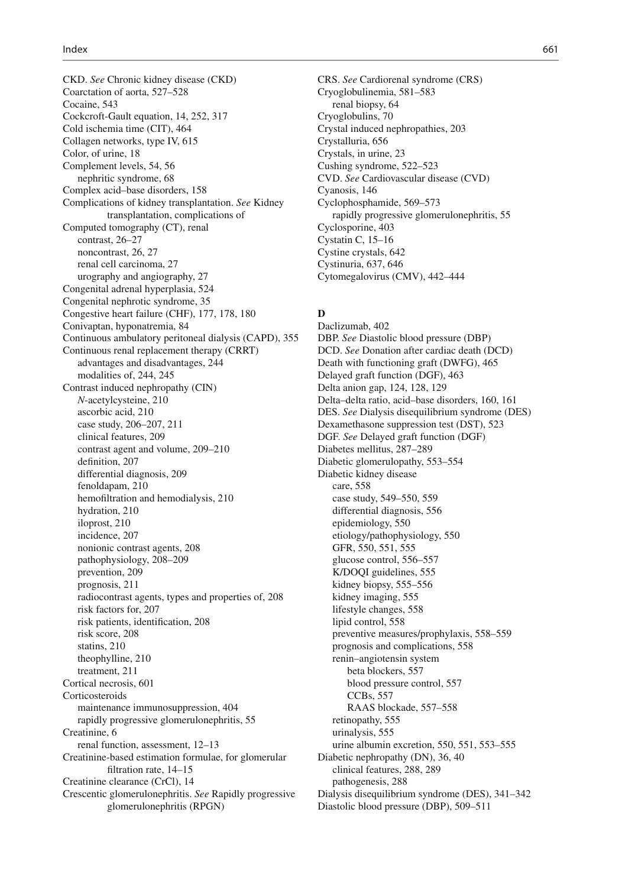CKD. *See* Chronic kidney disease (CKD)
Coarctation of aorta, 527–528
Cocaine, 543
Cockcroft-Gault equation, 14, 252, 317
Cold ischemia time (CIT), 464
Collagen networks, type IV, 615
Color, of urine, 18
Complement levels, 54, 56
  nephritic syndrome, 68
Complex acid–base disorders, 158
Complications of kidney transplantation. *See* Kidney transplantation, complications of
Computed tomography (CT), renal
  contrast, 26–27
  noncontrast, 26, 27
  renal cell carcinoma, 27
  urography and angiography, 27
Congenital adrenal hyperplasia, 524
Congenital nephrotic syndrome, 35
Congestive heart failure (CHF), 177, 178, 180
Conivaptan, hyponatremia, 84
Continuous ambulatory peritoneal dialysis (CAPD), 355
Continuous renal replacement therapy (CRRT)
  advantages and disadvantages, 244
  modalities of, 244, 245
Contrast induced nephropathy (CIN)
  *N*-acetylcysteine, 210
  ascorbic acid, 210
  case study, 206–207, 211
  clinical features, 209
  contrast agent and volume, 209–210
  definition, 207
  differential diagnosis, 209
  fenoldapam, 210
  hemofiltration and hemodialysis, 210
  hydration, 210
  iloprost, 210
  incidence, 207
  nonionic contrast agents, 208
  pathophysiology, 208–209
  prevention, 209
  prognosis, 211
  radiocontrast agents, types and properties of, 208
  risk factors for, 207
  risk patients, identification, 208
  risk score, 208
  statins, 210
  theophylline, 210
  treatment, 211
Cortical necrosis, 601
Corticosteroids
  maintenance immunosuppression, 404
  rapidly progressive glomerulonephritis, 55
Creatinine, 6
  renal function, assessment, 12–13
Creatinine-based estimation formulae, for glomerular filtration rate, 14–15
Creatinine clearance (CrCl), 14
Crescentic glomerulonephritis. *See* Rapidly progressive glomerulonephritis (RPGN)
CRS. *See* Cardiorenal syndrome (CRS)
Cryoglobulinemia, 581–583
  renal biopsy, 64
Cryoglobulins, 70
Crystal induced nephropathies, 203
Crystalluria, 656
Crystals, in urine, 23
Cushing syndrome, 522–523
CVD. *See* Cardiovascular disease (CVD)
Cyanosis, 146
Cyclophosphamide, 569–573
  rapidly progressive glomerulonephritis, 55
Cyclosporine, 403
Cystatin C, 15–16
Cystine crystals, 642
Cystinuria, 637, 646
Cytomegalovirus (CMV), 442–444

**D**

Daclizumab, 402
DBP. *See* Diastolic blood pressure (DBP)
DCD. *See* Donation after cardiac death (DCD)
Death with functioning graft (DWFG), 465
Delayed graft function (DGF), 463
Delta anion gap, 124, 128, 129
Delta–delta ratio, acid–base disorders, 160, 161
DES. *See* Dialysis disequilibrium syndrome (DES)
Dexamethasone suppression test (DST), 523
DGF. *See* Delayed graft function (DGF)
Diabetes mellitus, 287–289
Diabetic glomerulopathy, 553–554
Diabetic kidney disease
  care, 558
  case study, 549–550, 559
  differential diagnosis, 556
  epidemiology, 550
  etiology/pathophysiology, 550
  GFR, 550, 551, 555
  glucose control, 556–557
  K/DOQI guidelines, 555
  kidney biopsy, 555–556
  kidney imaging, 555
  lifestyle changes, 558
  lipid control, 558
  preventive measures/prophylaxis, 558–559
  prognosis and complications, 558
  renin–angiotensin system
    beta blockers, 557
    blood pressure control, 557
    CCBs, 557
    RAAS blockade, 557–558
  retinopathy, 555
  urinalysis, 555
  urine albumin excretion, 550, 551, 553–555
Diabetic nephropathy (DN), 36, 40
  clinical features, 288, 289
  pathogenesis, 288
Dialysis disequilibrium syndrome (DES), 341–342
Diastolic blood pressure (DBP), 509–511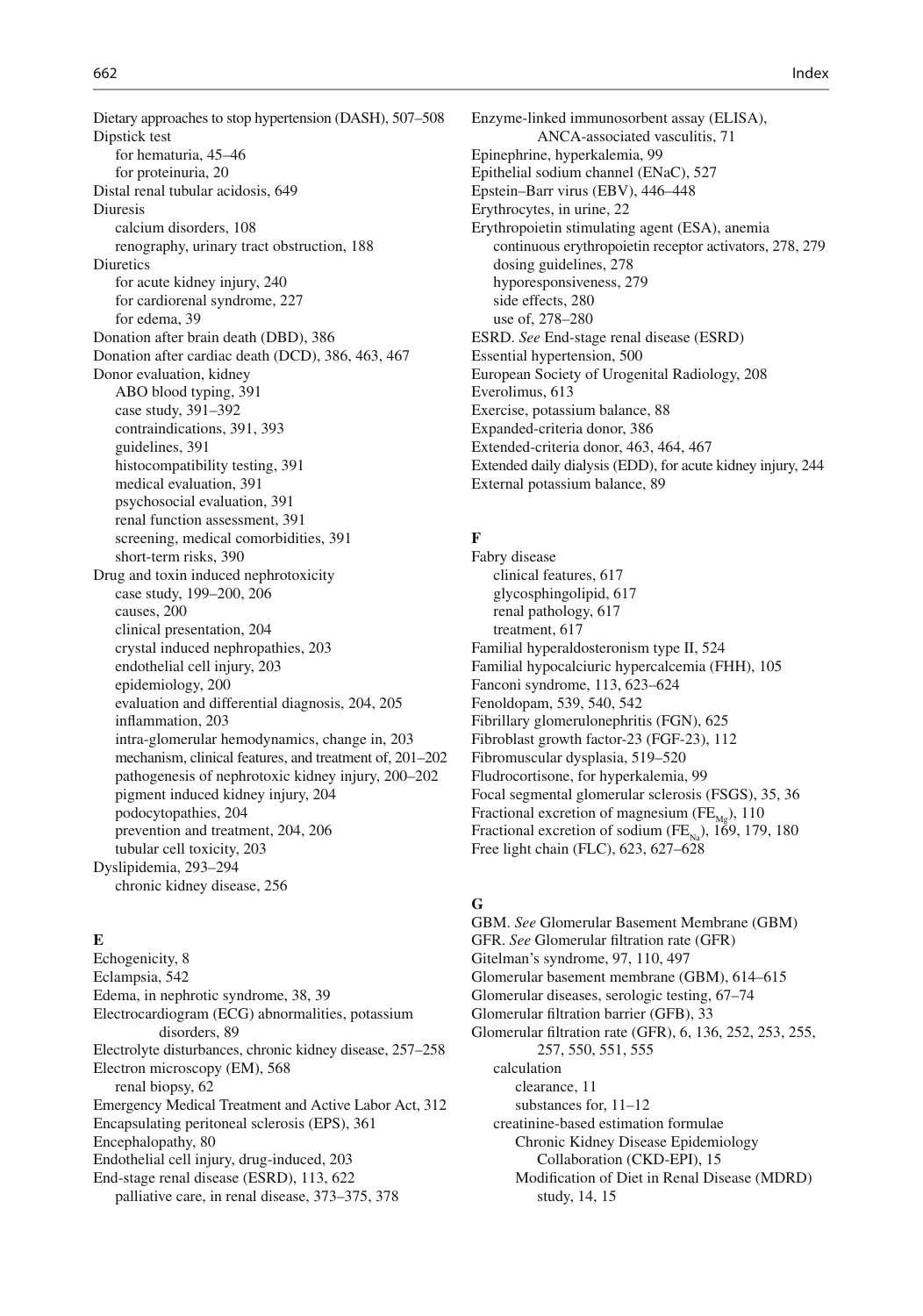Dietary approaches to stop hypertension (DASH), 507–508
Dipstick test
  for hematuria, 45–46
  for proteinuria, 20
Distal renal tubular acidosis, 649
Diuresis
  calcium disorders, 108
  renography, urinary tract obstruction, 188
Diuretics
  for acute kidney injury, 240
  for cardiorenal syndrome, 227
  for edema, 39
Donation after brain death (DBD), 386
Donation after cardiac death (DCD), 386, 463, 467
Donor evaluation, kidney
  ABO blood typing, 391
  case study, 391–392
  contraindications, 391, 393
  guidelines, 391
  histocompatibility testing, 391
  medical evaluation, 391
  psychosocial evaluation, 391
  renal function assessment, 391
  screening, medical comorbidities, 391
  short-term risks, 390
Drug and toxin induced nephrotoxicity
  case study, 199–200, 206
  causes, 200
  clinical presentation, 204
  crystal induced nephropathies, 203
  endothelial cell injury, 203
  epidemiology, 200
  evaluation and differential diagnosis, 204, 205
  inflammation, 203
  intra-glomerular hemodynamics, change in, 203
  mechanism, clinical features, and treatment of, 201–202
  pathogenesis of nephrotoxic kidney injury, 200–202
  pigment induced kidney injury, 204
  podocytopathies, 204
  prevention and treatment, 204, 206
  tubular cell toxicity, 203
Dyslipidemia, 293–294
  chronic kidney disease, 256

**E**

Echogenicity, 8
Eclampsia, 542
Edema, in nephrotic syndrome, 38, 39
Electrocardiogram (ECG) abnormalities, potassium disorders, 89
Electrolyte disturbances, chronic kidney disease, 257–258
Electron microscopy (EM), 568
  renal biopsy, 62
Emergency Medical Treatment and Active Labor Act, 312
Encapsulating peritoneal sclerosis (EPS), 361
Encephalopathy, 80
Endothelial cell injury, drug-induced, 203
End-stage renal disease (ESRD), 113, 622
  palliative care, in renal disease, 373–375, 378
Enzyme-linked immunosorbent assay (ELISA), ANCA-associated vasculitis, 71
Epinephrine, hyperkalemia, 99
Epithelial sodium channel (ENaC), 527
Epstein–Barr virus (EBV), 446–448
Erythrocytes, in urine, 22
Erythropoietin stimulating agent (ESA), anemia
  continuous erythropoietin receptor activators, 278, 279
  dosing guidelines, 278
  hyporesponsiveness, 279
  side effects, 280
  use of, 278–280
ESRD. *See* End-stage renal disease (ESRD)
Essential hypertension, 500
European Society of Urogenital Radiology, 208
Everolimus, 613
Exercise, potassium balance, 88
Expanded-criteria donor, 386
Extended-criteria donor, 463, 464, 467
Extended daily dialysis (EDD), for acute kidney injury, 244
External potassium balance, 89

**F**

Fabry disease
  clinical features, 617
  glycosphingolipid, 617
  renal pathology, 617
  treatment, 617
Familial hyperaldosteronism type II, 524
Familial hypocalciuric hypercalcemia (FHH), 105
Fanconi syndrome, 113, 623–624
Fenoldopam, 539, 540, 542
Fibrillary glomerulonephritis (FGN), 625
Fibroblast growth factor-23 (FGF-23), 112
Fibromuscular dysplasia, 519–520
Fludrocortisone, for hyperkalemia, 99
Focal segmental glomerular sclerosis (FSGS), 35, 36
Fractional excretion of magnesium ($FE_{Mg}$), 110
Fractional excretion of sodium ($FE_{Na}$), 169, 179, 180
Free light chain (FLC), 623, 627–628

**G**

GBM. *See* Glomerular Basement Membrane (GBM)
GFR. *See* Glomerular filtration rate (GFR)
Gitelman's syndrome, 97, 110, 497
Glomerular basement membrane (GBM), 614–615
Glomerular diseases, serologic testing, 67–74
Glomerular filtration barrier (GFB), 33
Glomerular filtration rate (GFR), 6, 136, 252, 253, 255, 257, 550, 551, 555
  calculation
    clearance, 11
    substances for, 11–12
  creatinine-based estimation formulae
    Chronic Kidney Disease Epidemiology Collaboration (CKD-EPI), 15
    Modification of Diet in Renal Disease (MDRD) study, 14, 15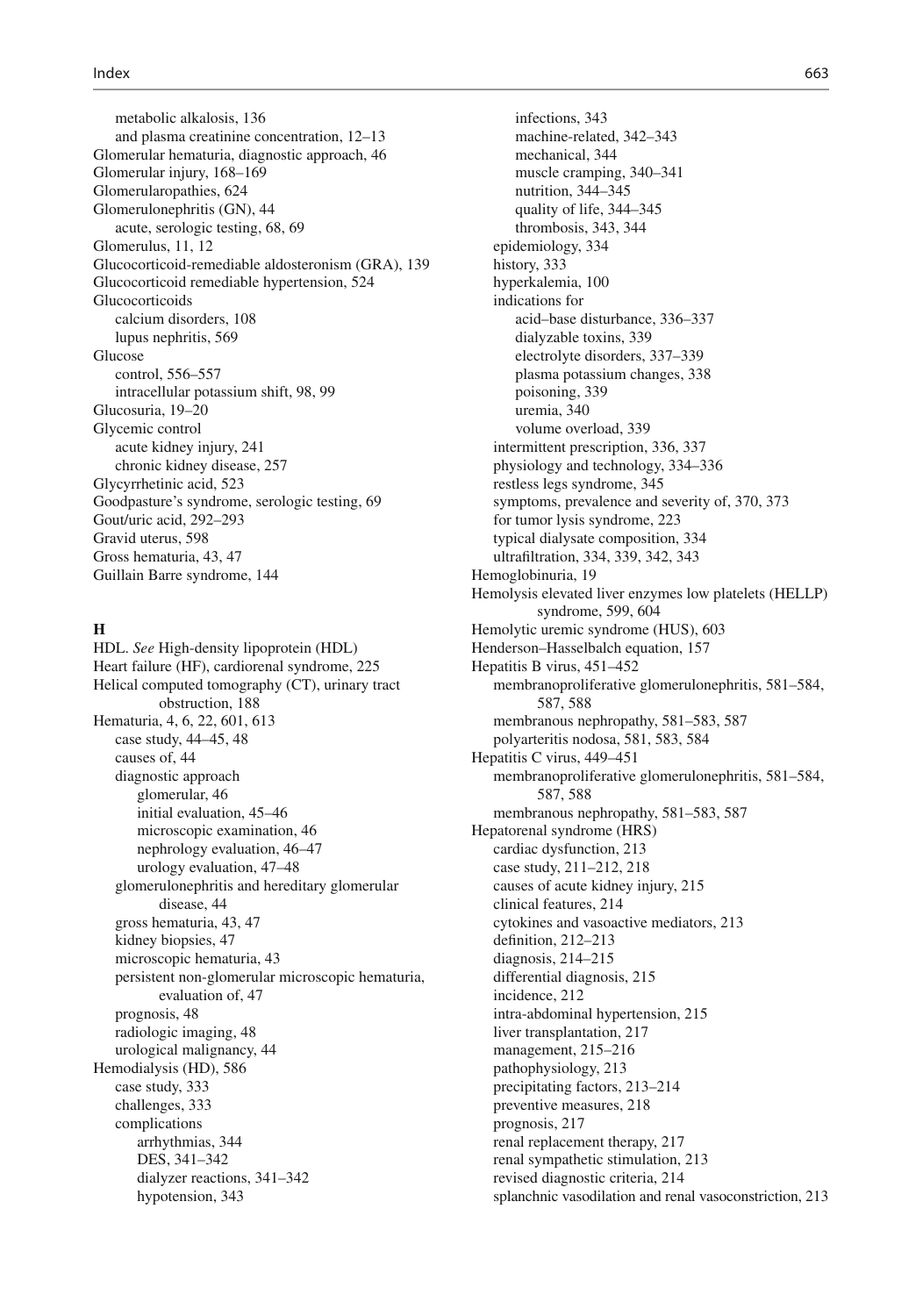metabolic alkalosis, 136
and plasma creatinine concentration, 12–13
Glomerular hematuria, diagnostic approach, 46
Glomerular injury, 168–169
Glomerularopathies, 624
Glomerulonephritis (GN), 44
acute, serologic testing, 68, 69
Glomerulus, 11, 12
Glucocorticoid-remediable aldosteronism (GRA), 139
Glucocorticoid remediable hypertension, 524
Glucocorticoids
calcium disorders, 108
lupus nephritis, 569
Glucose
control, 556–557
intracellular potassium shift, 98, 99
Glucosuria, 19–20
Glycemic control
acute kidney injury, 241
chronic kidney disease, 257
Glycyrrhetinic acid, 523
Goodpasture's syndrome, serologic testing, 69
Gout/uric acid, 292–293
Gravid uterus, 598
Gross hematuria, 43, 47
Guillain Barre syndrome, 144

**H**

HDL. *See* High-density lipoprotein (HDL)
Heart failure (HF), cardiorenal syndrome, 225
Helical computed tomography (CT), urinary tract obstruction, 188
Hematuria, 4, 6, 22, 601, 613
case study, 44–45, 48
causes of, 44
diagnostic approach
glomerular, 46
initial evaluation, 45–46
microscopic examination, 46
nephrology evaluation, 46–47
urology evaluation, 47–48
glomerulonephritis and hereditary glomerular disease, 44
gross hematuria, 43, 47
kidney biopsies, 47
microscopic hematuria, 43
persistent non-glomerular microscopic hematuria, evaluation of, 47
prognosis, 48
radiologic imaging, 48
urological malignancy, 44
Hemodialysis (HD), 586
case study, 333
challenges, 333
complications
arrhythmias, 344
DES, 341–342
dialyzer reactions, 341–342
hypotension, 343
infections, 343
machine-related, 342–343
mechanical, 344
muscle cramping, 340–341
nutrition, 344–345
quality of life, 344–345
thrombosis, 343, 344
epidemiology, 334
history, 333
hyperkalemia, 100
indications for
acid–base disturbance, 336–337
dialyzable toxins, 339
electrolyte disorders, 337–339
plasma potassium changes, 338
poisoning, 339
uremia, 340
volume overload, 339
intermittent prescription, 336, 337
physiology and technology, 334–336
restless legs syndrome, 345
symptoms, prevalence and severity of, 370, 373
for tumor lysis syndrome, 223
typical dialysate composition, 334
ultrafiltration, 334, 339, 342, 343
Hemoglobinuria, 19
Hemolysis elevated liver enzymes low platelets (HELLP) syndrome, 599, 604
Hemolytic uremic syndrome (HUS), 603
Henderson–Hasselbalch equation, 157
Hepatitis B virus, 451–452
membranoproliferative glomerulonephritis, 581–584, 587, 588
membranous nephropathy, 581–583, 587
polyarteritis nodosa, 581, 583, 584
Hepatitis C virus, 449–451
membranoproliferative glomerulonephritis, 581–584, 587, 588
membranous nephropathy, 581–583, 587
Hepatorenal syndrome (HRS)
cardiac dysfunction, 213
case study, 211–212, 218
causes of acute kidney injury, 215
clinical features, 214
cytokines and vasoactive mediators, 213
definition, 212–213
diagnosis, 214–215
differential diagnosis, 215
incidence, 212
intra-abdominal hypertension, 215
liver transplantation, 217
management, 215–216
pathophysiology, 213
precipitating factors, 213–214
preventive measures, 218
prognosis, 217
renal replacement therapy, 217
renal sympathetic stimulation, 213
revised diagnostic criteria, 214
splanchnic vasodilation and renal vasoconstriction, 213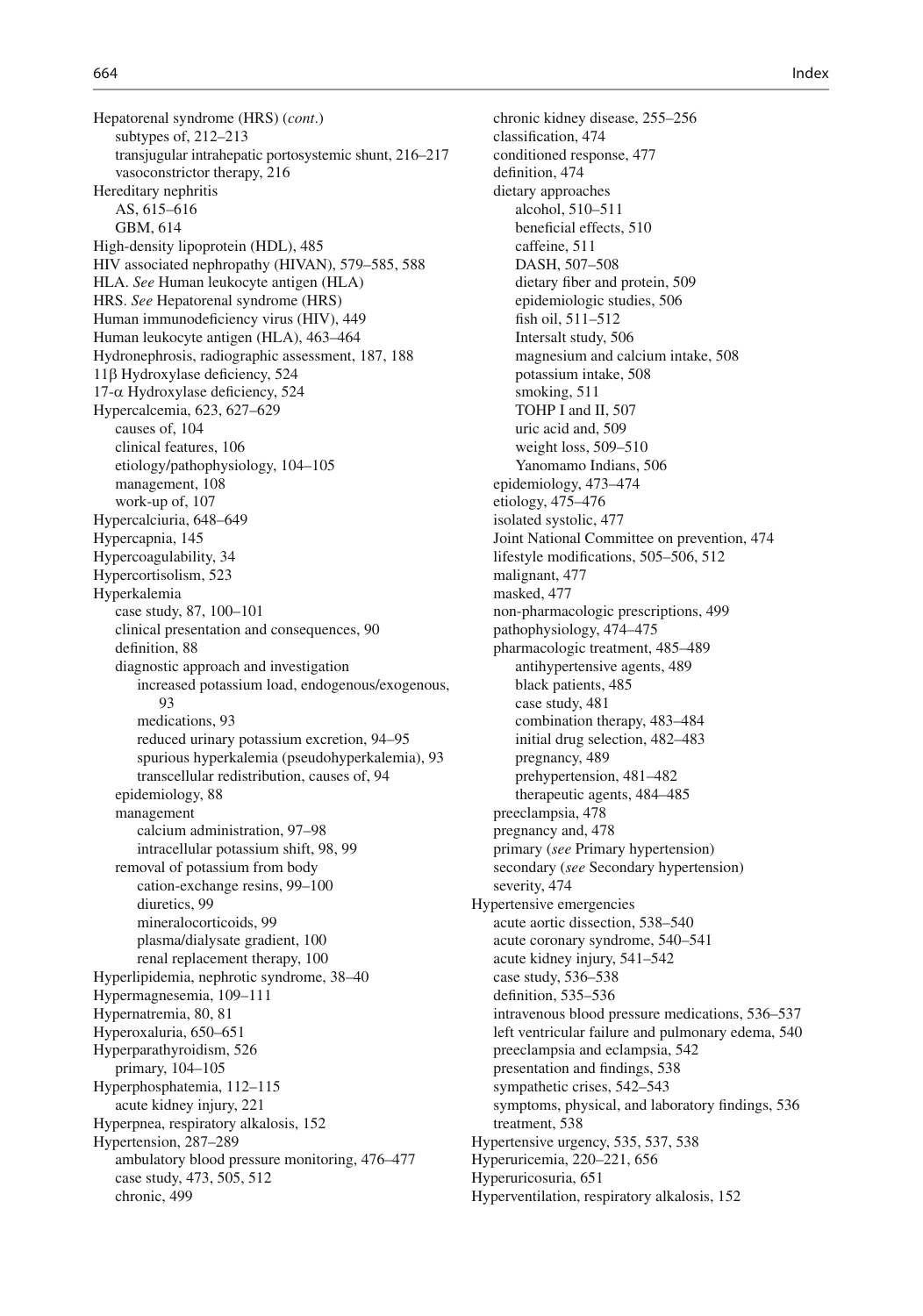Hepatorenal syndrome (HRS) (*cont.*)
- subtypes of, 212–213
- transjugular intrahepatic portosystemic shunt, 216–217
- vasoconstrictor therapy, 216

Hereditary nephritis
- AS, 615–616
- GBM, 614

High-density lipoprotein (HDL), 485

HIV associated nephropathy (HIVAN), 579–585, 588

HLA. *See* Human leukocyte antigen (HLA)

HRS. *See* Hepatorenal syndrome (HRS)

Human immunodeficiency virus (HIV), 449

Human leukocyte antigen (HLA), 463–464

Hydronephrosis, radiographic assessment, 187, 188

11β Hydroxylase deficiency, 524

17-α Hydroxylase deficiency, 524

Hypercalcemia, 623, 627–629
- causes of, 104
- clinical features, 106
- etiology/pathophysiology, 104–105
- management, 108
- work-up of, 107

Hypercalciuria, 648–649

Hypercapnia, 145

Hypercoagulability, 34

Hypercortisolism, 523

Hyperkalemia
- case study, 87, 100–101
- clinical presentation and consequences, 90
- definition, 88
- diagnostic approach and investigation
  - increased potassium load, endogenous/exogenous, 93
  - medications, 93
  - reduced urinary potassium excretion, 94–95
  - spurious hyperkalemia (pseudohyperkalemia), 93
  - transcellular redistribution, causes of, 94
- epidemiology, 88
- management
  - calcium administration, 97–98
  - intracellular potassium shift, 98, 99
- removal of potassium from body
  - cation-exchange resins, 99–100
  - diuretics, 99
  - mineralocorticoids, 99
  - plasma/dialysate gradient, 100
  - renal replacement therapy, 100

Hyperlipidemia, nephrotic syndrome, 38–40

Hypermagnesemia, 109–111

Hypernatremia, 80, 81

Hyperoxaluria, 650–651

Hyperparathyroidism, 526
- primary, 104–105

Hyperphosphatemia, 112–115
- acute kidney injury, 221

Hyperpnea, respiratory alkalosis, 152

Hypertension, 287–289
- ambulatory blood pressure monitoring, 476–477
- case study, 473, 505, 512
- chronic, 499
- chronic kidney disease, 255–256
- classification, 474
- conditioned response, 477
- definition, 474
- dietary approaches
  - alcohol, 510–511
  - beneficial effects, 510
  - caffeine, 511
  - DASH, 507–508
  - dietary fiber and protein, 509
  - epidemiologic studies, 506
  - fish oil, 511–512
  - Intersalt study, 506
  - magnesium and calcium intake, 508
  - potassium intake, 508
  - smoking, 511
  - TOHP I and II, 507
  - uric acid and, 509
  - weight loss, 509–510
  - Yanomamo Indians, 506
- epidemiology, 473–474
- etiology, 475–476
- isolated systolic, 477
- Joint National Committee on prevention, 474
- lifestyle modifications, 505–506, 512
- malignant, 477
- masked, 477
- non-pharmacologic prescriptions, 499
- pathophysiology, 474–475
- pharmacologic treatment, 485–489
  - antihypertensive agents, 489
  - black patients, 485
  - case study, 481
  - combination therapy, 483–484
  - initial drug selection, 482–483
  - pregnancy, 489
  - prehypertension, 481–482
  - therapeutic agents, 484–485
- preeclampsia, 478
- pregnancy and, 478
- primary (*see* Primary hypertension)
- secondary (*see* Secondary hypertension)
- severity, 474

Hypertensive emergencies
- acute aortic dissection, 538–540
- acute coronary syndrome, 540–541
- acute kidney injury, 541–542
- case study, 536–538
- definition, 535–536
- intravenous blood pressure medications, 536–537
- left ventricular failure and pulmonary edema, 540
- preeclampsia and eclampsia, 542
- presentation and findings, 538
- sympathetic crises, 542–543
- symptoms, physical, and laboratory findings, 536
- treatment, 538

Hypertensive urgency, 535, 537, 538

Hyperuricemia, 220–221, 656

Hyperuricosuria, 651

Hyperventilation, respiratory alkalosis, 152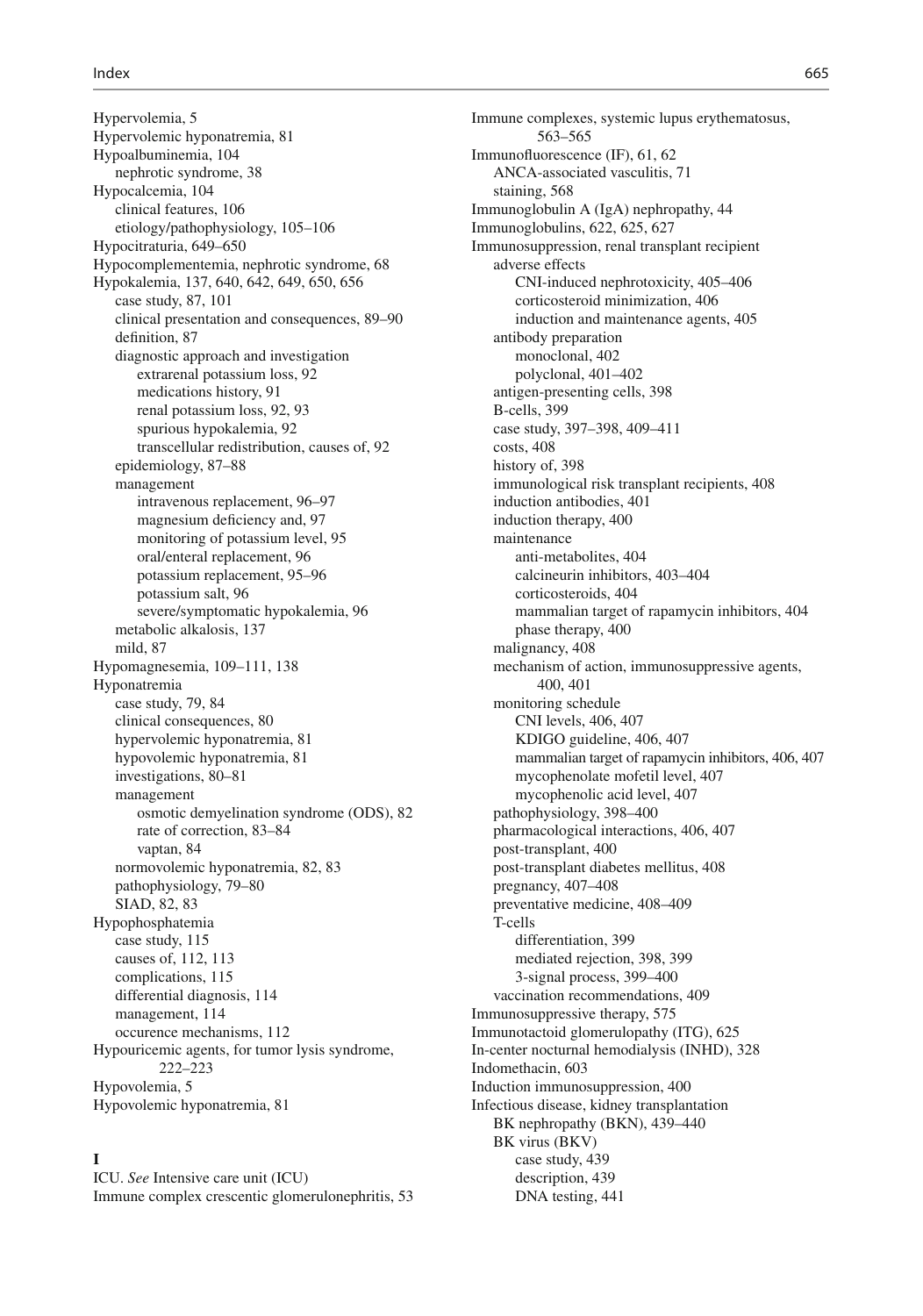Hypervolemia, 5
Hypervolemic hyponatremia, 81
Hypoalbuminemia, 104
  nephrotic syndrome, 38
Hypocalcemia, 104
  clinical features, 106
  etiology/pathophysiology, 105–106
Hypocitraturia, 649–650
Hypocomplementemia, nephrotic syndrome, 68
Hypokalemia, 137, 640, 642, 649, 650, 656
  case study, 87, 101
  clinical presentation and consequences, 89–90
  definition, 87
  diagnostic approach and investigation
    extrarenal potassium loss, 92
    medications history, 91
    renal potassium loss, 92, 93
    spurious hypokalemia, 92
    transcellular redistribution, causes of, 92
  epidemiology, 87–88
  management
    intravenous replacement, 96–97
    magnesium deficiency and, 97
    monitoring of potassium level, 95
    oral/enteral replacement, 96
    potassium replacement, 95–96
    potassium salt, 96
    severe/symptomatic hypokalemia, 96
  metabolic alkalosis, 137
  mild, 87
Hypomagnesemia, 109–111, 138
Hyponatremia
  case study, 79, 84
  clinical consequences, 80
  hypervolemic hyponatremia, 81
  hypovolemic hyponatremia, 81
  investigations, 80–81
  management
    osmotic demyelination syndrome (ODS), 82
    rate of correction, 83–84
    vaptan, 84
  normovolemic hyponatremia, 82, 83
  pathophysiology, 79–80
  SIAD, 82, 83
Hypophosphatemia
  case study, 115
  causes of, 112, 113
  complications, 115
  differential diagnosis, 114
  management, 114
  occurence mechanisms, 112
Hypouricemic agents, for tumor lysis syndrome, 222–223
Hypovolemia, 5
Hypovolemic hyponatremia, 81

**I**

ICU. *See* Intensive care unit (ICU)
Immune complex crescentic glomerulonephritis, 53
Immune complexes, systemic lupus erythematosus, 563–565
Immunofluorescence (IF), 61, 62
  ANCA-associated vasculitis, 71
  staining, 568
Immunoglobulin A (IgA) nephropathy, 44
Immunoglobulins, 622, 625, 627
Immunosuppression, renal transplant recipient
  adverse effects
    CNI-induced nephrotoxicity, 405–406
    corticosteroid minimization, 406
    induction and maintenance agents, 405
  antibody preparation
    monoclonal, 402
    polyclonal, 401–402
  antigen-presenting cells, 398
  B-cells, 399
  case study, 397–398, 409–411
  costs, 408
  history of, 398
  immunological risk transplant recipients, 408
  induction antibodies, 401
  induction therapy, 400
  maintenance
    anti-metabolites, 404
    calcineurin inhibitors, 403–404
    corticosteroids, 404
    mammalian target of rapamycin inhibitors, 404
    phase therapy, 400
  malignancy, 408
  mechanism of action, immunosuppressive agents, 400, 401
  monitoring schedule
    CNI levels, 406, 407
    KDIGO guideline, 406, 407
    mammalian target of rapamycin inhibitors, 406, 407
    mycophenolate mofetil level, 407
    mycophenolic acid level, 407
  pathophysiology, 398–400
  pharmacological interactions, 406, 407
  post-transplant, 400
  post-transplant diabetes mellitus, 408
  pregnancy, 407–408
  preventative medicine, 408–409
  T-cells
    differentiation, 399
    mediated rejection, 398, 399
    3-signal process, 399–400
  vaccination recommendations, 409
Immunosuppressive therapy, 575
Immunotactoid glomerulopathy (ITG), 625
In-center nocturnal hemodialysis (INHD), 328
Indomethacin, 603
Induction immunosuppression, 400
Infectious disease, kidney transplantation
  BK nephropathy (BKN), 439–440
  BK virus (BKV)
    case study, 439
    description, 439
    DNA testing, 441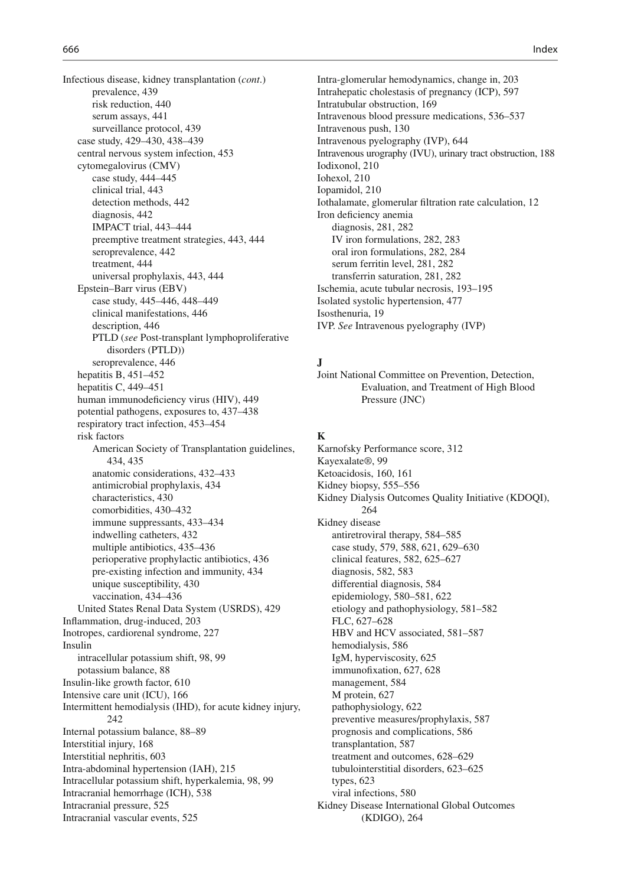Infectious disease, kidney transplantation (*cont.*)
    prevalence, 439
    risk reduction, 440
    serum assays, 441
    surveillance protocol, 439
  case study, 429–430, 438–439
  central nervous system infection, 453
  cytomegalovirus (CMV)
    case study, 444–445
    clinical trial, 443
    detection methods, 442
    diagnosis, 442
    IMPACT trial, 443–444
    preemptive treatment strategies, 443, 444
    seroprevalence, 442
    treatment, 444
    universal prophylaxis, 443, 444
  Epstein–Barr virus (EBV)
    case study, 445–446, 448–449
    clinical manifestations, 446
    description, 446
    PTLD (*see* Post-transplant lymphoproliferative disorders (PTLD))
    seroprevalence, 446
  hepatitis B, 451–452
  hepatitis C, 449–451
  human immunodeficiency virus (HIV), 449
  potential pathogens, exposures to, 437–438
  respiratory tract infection, 453–454
  risk factors
    American Society of Transplantation guidelines, 434, 435
    anatomic considerations, 432–433
    antimicrobial prophylaxis, 434
    characteristics, 430
    comorbidities, 430–432
    immune suppressants, 433–434
    indwelling catheters, 432
    multiple antibiotics, 435–436
    perioperative prophylactic antibiotics, 436
    pre-existing infection and immunity, 434
    unique susceptibility, 430
    vaccination, 434–436
  United States Renal Data System (USRDS), 429
Inflammation, drug-induced, 203
Inotropes, cardiorenal syndrome, 227
Insulin
  intracellular potassium shift, 98, 99
  potassium balance, 88
Insulin-like growth factor, 610
Intensive care unit (ICU), 166
Intermittent hemodialysis (IHD), for acute kidney injury, 242
Internal potassium balance, 88–89
Interstitial injury, 168
Interstitial nephritis, 603
Intra-abdominal hypertension (IAH), 215
Intracellular potassium shift, hyperkalemia, 98, 99
Intracranial hemorrhage (ICH), 538
Intracranial pressure, 525
Intracranial vascular events, 525
Intra-glomerular hemodynamics, change in, 203
Intrahepatic cholestasis of pregnancy (ICP), 597
Intratubular obstruction, 169
Intravenous blood pressure medications, 536–537
Intravenous push, 130
Intravenous pyelography (IVP), 644
Intravenous urography (IVU), urinary tract obstruction, 188
Iodixonol, 210
Iohexol, 210
Iopamidol, 210
Iothalamate, glomerular filtration rate calculation, 12
Iron deficiency anemia
  diagnosis, 281, 282
  IV iron formulations, 282, 283
  oral iron formulations, 282, 284
  serum ferritin level, 281, 282
  transferrin saturation, 281, 282
Ischemia, acute tubular necrosis, 193–195
Isolated systolic hypertension, 477
Isosthenuria, 19
IVP. *See* Intravenous pyelography (IVP)

**J**

Joint National Committee on Prevention, Detection, Evaluation, and Treatment of High Blood Pressure (JNC)

**K**

Karnofsky Performance score, 312
Kayexalate®, 99
Ketoacidosis, 160, 161
Kidney biopsy, 555–556
Kidney Dialysis Outcomes Quality Initiative (KDOQI), 264
Kidney disease
  antiretroviral therapy, 584–585
  case study, 579, 588, 621, 629–630
  clinical features, 582, 625–627
  diagnosis, 582, 583
  differential diagnosis, 584
  epidemiology, 580–581, 622
  etiology and pathophysiology, 581–582
  FLC, 627–628
  HBV and HCV associated, 581–587
  hemodialysis, 586
  IgM, hyperviscosity, 625
  immunofixation, 627, 628
  management, 584
  M protein, 627
  pathophysiology, 622
  preventive measures/prophylaxis, 587
  prognosis and complications, 586
  transplantation, 587
  treatment and outcomes, 628–629
  tubulointerstitial disorders, 623–625
  types, 623
  viral infections, 580
Kidney Disease International Global Outcomes (KDIGO), 264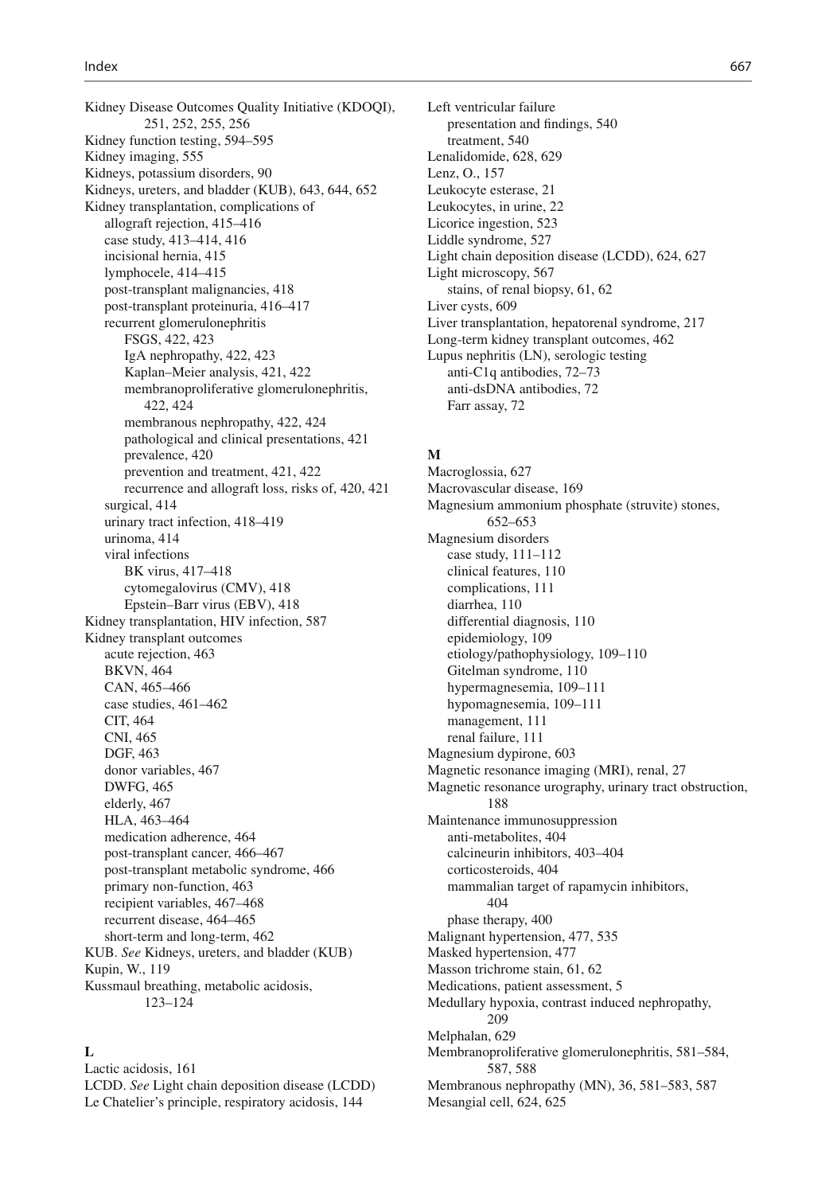Kidney Disease Outcomes Quality Initiative (KDOQI), 251, 252, 255, 256
Kidney function testing, 594–595
Kidney imaging, 555
Kidneys, potassium disorders, 90
Kidneys, ureters, and bladder (KUB), 643, 644, 652
Kidney transplantation, complications of
- allograft rejection, 415–416
- case study, 413–414, 416
- incisional hernia, 415
- lymphocele, 414–415
- post-transplant malignancies, 418
- post-transplant proteinuria, 416–417
- recurrent glomerulonephritis
  - FSGS, 422, 423
  - IgA nephropathy, 422, 423
  - Kaplan–Meier analysis, 421, 422
  - membranoproliferative glomerulonephritis, 422, 424
  - membranous nephropathy, 422, 424
  - pathological and clinical presentations, 421
  - prevalence, 420
  - prevention and treatment, 421, 422
  - recurrence and allograft loss, risks of, 420, 421
- surgical, 414
- urinary tract infection, 418–419
- urinoma, 414
- viral infections
  - BK virus, 417–418
  - cytomegalovirus (CMV), 418
  - Epstein–Barr virus (EBV), 418

Kidney transplantation, HIV infection, 587
Kidney transplant outcomes
- acute rejection, 463
- BKVN, 464
- CAN, 465–466
- case studies, 461–462
- CIT, 464
- CNI, 465
- DGF, 463
- donor variables, 467
- DWFG, 465
- elderly, 467
- HLA, 463–464
- medication adherence, 464
- post-transplant cancer, 466–467
- post-transplant metabolic syndrome, 466
- primary non-function, 463
- recipient variables, 467–468
- recurrent disease, 464–465
- short-term and long-term, 462

KUB. *See* Kidneys, ureters, and bladder (KUB)
Kupin, W., 119
Kussmaul breathing, metabolic acidosis, 123–124

**L**

Lactic acidosis, 161
LCDD. *See* Light chain deposition disease (LCDD)
Le Chatelier's principle, respiratory acidosis, 144
Left ventricular failure
- presentation and findings, 540
- treatment, 540

Lenalidomide, 628, 629
Lenz, O., 157
Leukocyte esterase, 21
Leukocytes, in urine, 22
Licorice ingestion, 523
Liddle syndrome, 527
Light chain deposition disease (LCDD), 624, 627
Light microscopy, 567
- stains, of renal biopsy, 61, 62

Liver cysts, 609
Liver transplantation, hepatorenal syndrome, 217
Long-term kidney transplant outcomes, 462
Lupus nephritis (LN), serologic testing
- anti-C1q antibodies, 72–73
- anti-dsDNA antibodies, 72
- Farr assay, 72

**M**

Macroglossia, 627
Macrovascular disease, 169
Magnesium ammonium phosphate (struvite) stones, 652–653
Magnesium disorders
- case study, 111–112
- clinical features, 110
- complications, 111
- diarrhea, 110
- differential diagnosis, 110
- epidemiology, 109
- etiology/pathophysiology, 109–110
- Gitelman syndrome, 110
- hypermagnesemia, 109–111
- hypomagnesemia, 109–111
- management, 111
- renal failure, 111

Magnesium dypirone, 603
Magnetic resonance imaging (MRI), renal, 27
Magnetic resonance urography, urinary tract obstruction, 188
Maintenance immunosuppression
- anti-metabolites, 404
- calcineurin inhibitors, 403–404
- corticosteroids, 404
- mammalian target of rapamycin inhibitors, 404
- phase therapy, 400

Malignant hypertension, 477, 535
Masked hypertension, 477
Masson trichrome stain, 61, 62
Medications, patient assessment, 5
Medullary hypoxia, contrast induced nephropathy, 209
Melphalan, 629
Membranoproliferative glomerulonephritis, 581–584, 587, 588
Membranous nephropathy (MN), 36, 581–583, 587
Mesangial cell, 624, 625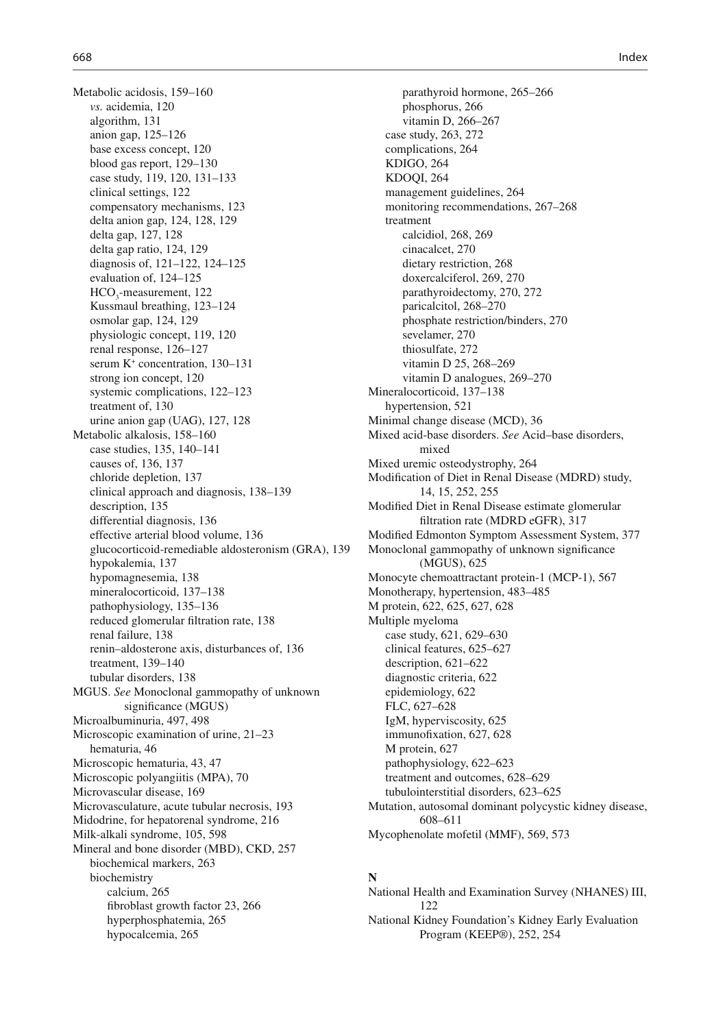Metabolic acidosis, 159–160
- *vs.* acidemia, 120
- algorithm, 131
- anion gap, 125–126
- base excess concept, 120
- blood gas report, 129–130
- case study, 119, 120, 131–133
- clinical settings, 122
- compensatory mechanisms, 123
- delta anion gap, 124, 128, 129
- delta gap, 127, 128
- delta gap ratio, 124, 129
- diagnosis of, 121–122, 124–125
- evaluation of, 124–125
- $HCO_3$-measurement, 122
- Kussmaul breathing, 123–124
- osmolar gap, 124, 129
- physiologic concept, 119, 120
- renal response, 126–127
- serum $K^+$ concentration, 130–131
- strong ion concept, 120
- systemic complications, 122–123
- treatment of, 130
- urine anion gap (UAG), 127, 128

Metabolic alkalosis, 158–160
- case studies, 135, 140–141
- causes of, 136, 137
- chloride depletion, 137
- clinical approach and diagnosis, 138–139
- description, 135
- differential diagnosis, 136
- effective arterial blood volume, 136
- glucocorticoid-remediable aldosteronism (GRA), 139
- hypokalemia, 137
- hypomagnesemia, 138
- mineralocorticoid, 137–138
- pathophysiology, 135–136
- reduced glomerular filtration rate, 138
- renal failure, 138
- renin–aldosterone axis, disturbances of, 136
- treatment, 139–140
- tubular disorders, 138

MGUS. *See* Monoclonal gammopathy of unknown significance (MGUS)

Microalbuminuria, 497, 498

Microscopic examination of urine, 21–23
- hematuria, 46

Microscopic hematuria, 43, 47

Microscopic polyangiitis (MPA), 70

Microvascular disease, 169

Microvasculature, acute tubular necrosis, 193

Midodrine, for hepatorenal syndrome, 216

Milk-alkali syndrome, 105, 598

Mineral and bone disorder (MBD), CKD, 257
- biochemical markers, 263
- biochemistry
  - calcium, 265
  - fibroblast growth factor 23, 266
  - hyperphosphatemia, 265
  - hypocalcemia, 265
  - parathyroid hormone, 265–266
  - phosphorus, 266
  - vitamin D, 266–267
- case study, 263, 272
- complications, 264
- KDIGO, 264
- KDOQI, 264
- management guidelines, 264
- monitoring recommendations, 267–268
- treatment
  - calcidiol, 268, 269
  - cinacalcet, 270
  - dietary restriction, 268
  - doxercalciferol, 269, 270
  - parathyroidectomy, 270, 272
  - paricalcitol, 268–270
  - phosphate restriction/binders, 270
  - sevelamer, 270
  - thiosulfate, 272
  - vitamin D 25, 268–269
  - vitamin D analogues, 269–270

Mineralocorticoid, 137–138
- hypertension, 521

Minimal change disease (MCD), 36

Mixed acid-base disorders. *See* Acid–base disorders, mixed

Mixed uremic osteodystrophy, 264

Modification of Diet in Renal Disease (MDRD) study, 14, 15, 252, 255

Modified Diet in Renal Disease estimate glomerular filtration rate (MDRD eGFR), 317

Modified Edmonton Symptom Assessment System, 377

Monoclonal gammopathy of unknown significance (MGUS), 625

Monocyte chemoattractant protein-1 (MCP-1), 567

Monotherapy, hypertension, 483–485

M protein, 622, 625, 627, 628

Multiple myeloma
- case study, 621, 629–630
- clinical features, 625–627
- description, 621–622
- diagnostic criteria, 622
- epidemiology, 622
- FLC, 627–628
- IgM, hyperviscosity, 625
- immunofixation, 627, 628
- M protein, 627
- pathophysiology, 622–623
- treatment and outcomes, 628–629
- tubulointerstitial disorders, 623–625

Mutation, autosomal dominant polycystic kidney disease, 608–611

Mycophenolate mofetil (MMF), 569, 573

## N

National Health and Examination Survey (NHANES) III, 122

National Kidney Foundation's Kidney Early Evaluation Program (KEEP®), 252, 254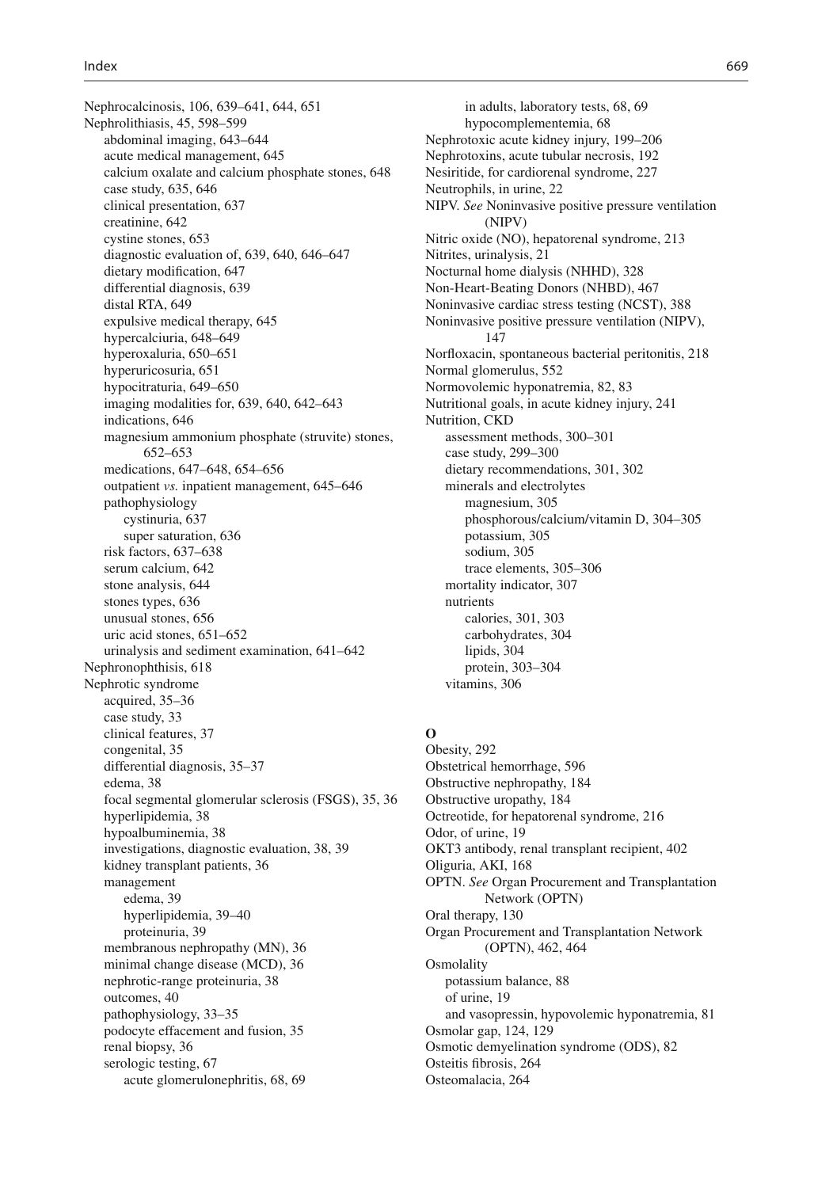Nephrocalcinosis, 106, 639–641, 644, 651
Nephrolithiasis, 45, 598–599
- abdominal imaging, 643–644
- acute medical management, 645
- calcium oxalate and calcium phosphate stones, 648
- case study, 635, 646
- clinical presentation, 637
- creatinine, 642
- cystine stones, 653
- diagnostic evaluation of, 639, 640, 646–647
- dietary modification, 647
- differential diagnosis, 639
- distal RTA, 649
- expulsive medical therapy, 645
- hypercalciuria, 648–649
- hyperoxaluria, 650–651
- hyperuricosuria, 651
- hypocitraturia, 649–650
- imaging modalities for, 639, 640, 642–643
- indications, 646
- magnesium ammonium phosphate (struvite) stones, 652–653
- medications, 647–648, 654–656
- outpatient *vs.* inpatient management, 645–646
- pathophysiology
  - cystinuria, 637
  - super saturation, 636
- risk factors, 637–638
- serum calcium, 642
- stone analysis, 644
- stones types, 636
- unusual stones, 656
- uric acid stones, 651–652
- urinalysis and sediment examination, 641–642

Nephronophthisis, 618
Nephrotic syndrome
- acquired, 35–36
- case study, 33
- clinical features, 37
- congenital, 35
- differential diagnosis, 35–37
- edema, 38
- focal segmental glomerular sclerosis (FSGS), 35, 36
- hyperlipidemia, 38
- hypoalbuminemia, 38
- investigations, diagnostic evaluation, 38, 39
- kidney transplant patients, 36
- management
  - edema, 39
  - hyperlipidemia, 39–40
  - proteinuria, 39
- membranous nephropathy (MN), 36
- minimal change disease (MCD), 36
- nephrotic-range proteinuria, 38
- outcomes, 40
- pathophysiology, 33–35
- podocyte effacement and fusion, 35
- renal biopsy, 36
- serologic testing, 67
  - acute glomerulonephritis, 68, 69
  - in adults, laboratory tests, 68, 69
  - hypocomplementemia, 68

Nephrotoxic acute kidney injury, 199–206
Nephrotoxins, acute tubular necrosis, 192
Nesiritide, for cardiorenal syndrome, 227
Neutrophils, in urine, 22
NIPV. *See* Noninvasive positive pressure ventilation (NIPV)
Nitric oxide (NO), hepatorenal syndrome, 213
Nitrites, urinalysis, 21
Nocturnal home dialysis (NHHD), 328
Non-Heart-Beating Donors (NHBD), 467
Noninvasive cardiac stress testing (NCST), 388
Noninvasive positive pressure ventilation (NIPV), 147
Norfloxacin, spontaneous bacterial peritonitis, 218
Normal glomerulus, 552
Normovolemic hyponatremia, 82, 83
Nutritional goals, in acute kidney injury, 241
Nutrition, CKD
- assessment methods, 300–301
- case study, 299–300
- dietary recommendations, 301, 302
- minerals and electrolytes
  - magnesium, 305
  - phosphorous/calcium/vitamin D, 304–305
  - potassium, 305
  - sodium, 305
  - trace elements, 305–306
- mortality indicator, 307
- nutrients
  - calories, 301, 303
  - carbohydrates, 304
  - lipids, 304
  - protein, 303–304
- vitamins, 306

## O

Obesity, 292
Obstetrical hemorrhage, 596
Obstructive nephropathy, 184
Obstructive uropathy, 184
Octreotide, for hepatorenal syndrome, 216
Odor, of urine, 19
OKT3 antibody, renal transplant recipient, 402
Oliguria, AKI, 168
OPTN. *See* Organ Procurement and Transplantation Network (OPTN)
Oral therapy, 130
Organ Procurement and Transplantation Network (OPTN), 462, 464
Osmolality
- potassium balance, 88
- of urine, 19
- and vasopressin, hypovolemic hyponatremia, 81

Osmolar gap, 124, 129
Osmotic demyelination syndrome (ODS), 82
Osteitis fibrosis, 264
Osteomalacia, 264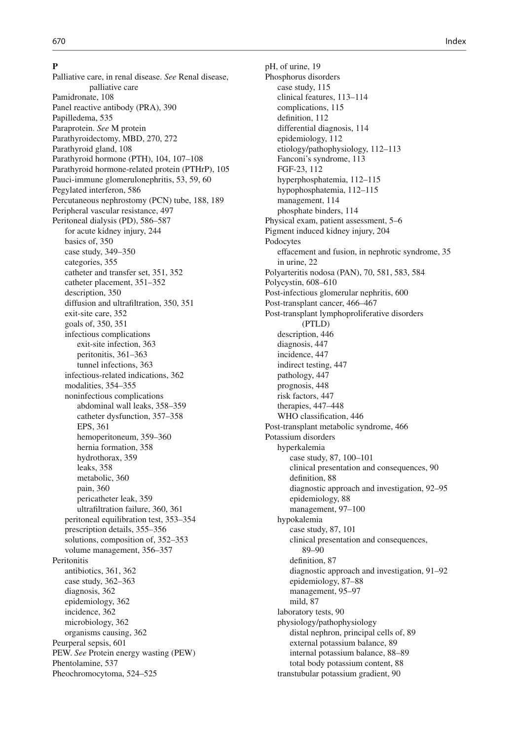**P**

Palliative care, in renal disease. *See* Renal disease, palliative care
Pamidronate, 108
Panel reactive antibody (PRA), 390
Papilledema, 535
Paraprotein. *See* M protein
Parathyroidectomy, MBD, 270, 272
Parathyroid gland, 108
Parathyroid hormone (PTH), 104, 107–108
Parathyroid hormone-related protein (PTHrP), 105
Pauci-immune glomerulonephritis, 53, 59, 60
Pegylated interferon, 586
Percutaneous nephrostomy (PCN) tube, 188, 189
Peripheral vascular resistance, 497
Peritoneal dialysis (PD), 586–587
- for acute kidney injury, 244
- basics of, 350
- case study, 349–350
- categories, 355
- catheter and transfer set, 351, 352
- catheter placement, 351–352
- description, 350
- diffusion and ultrafiltration, 350, 351
- exit-site care, 352
- goals of, 350, 351
- infectious complications
  - exit-site infection, 363
  - peritonitis, 361–363
  - tunnel infections, 363
- infectious-related indications, 362
- modalities, 354–355
- noninfectious complications
  - abdominal wall leaks, 358–359
  - catheter dysfunction, 357–358
  - EPS, 361
  - hemoperitoneum, 359–360
  - hernia formation, 358
  - hydrothorax, 359
  - leaks, 358
  - metabolic, 360
  - pain, 360
  - pericatheter leak, 359
  - ultrafiltration failure, 360, 361
- peritoneal equilibration test, 353–354
- prescription details, 355–356
- solutions, composition of, 352–353
- volume management, 356–357

Peritonitis
- antibiotics, 361, 362
- case study, 362–363
- diagnosis, 362
- epidemiology, 362
- incidence, 362
- microbiology, 362
- organisms causing, 362

Peurperal sepsis, 601
PEW. *See* Protein energy wasting (PEW)
Phentolamine, 537
Pheochromocytoma, 524–525
pH, of urine, 19
Phosphorus disorders
- case study, 115
- clinical features, 113–114
- complications, 115
- definition, 112
- differential diagnosis, 114
- epidemiology, 112
- etiology/pathophysiology, 112–113
- Fanconi's syndrome, 113
- FGF-23, 112
- hyperphosphatemia, 112–115
- hypophosphatemia, 112–115
- management, 114
- phosphate binders, 114

Physical exam, patient assessment, 5–6
Pigment induced kidney injury, 204
Podocytes
- effacement and fusion, in nephrotic syndrome, 35
- in urine, 22

Polyarteritis nodosa (PAN), 70, 581, 583, 584
Polycystin, 608–610
Post-infectious glomerular nephritis, 600
Post-transplant cancer, 466–467
Post-transplant lymphoproliferative disorders (PTLD)
- description, 446
- diagnosis, 447
- incidence, 447
- indirect testing, 447
- pathology, 447
- prognosis, 448
- risk factors, 447
- therapies, 447–448
- WHO classification, 446

Post-transplant metabolic syndrome, 466
Potassium disorders
- hyperkalemia
  - case study, 87, 100–101
  - clinical presentation and consequences, 90
  - definition, 88
  - diagnostic approach and investigation, 92–95
  - epidemiology, 88
  - management, 97–100
- hypokalemia
  - case study, 87, 101
  - clinical presentation and consequences, 89–90
  - definition, 87
  - diagnostic approach and investigation, 91–92
  - epidemiology, 87–88
  - management, 95–97
  - mild, 87
- laboratory tests, 90
- physiology/pathophysiology
  - distal nephron, principal cells of, 89
  - external potassium balance, 89
  - internal potassium balance, 88–89
  - total body potassium content, 88
- transtubular potassium gradient, 90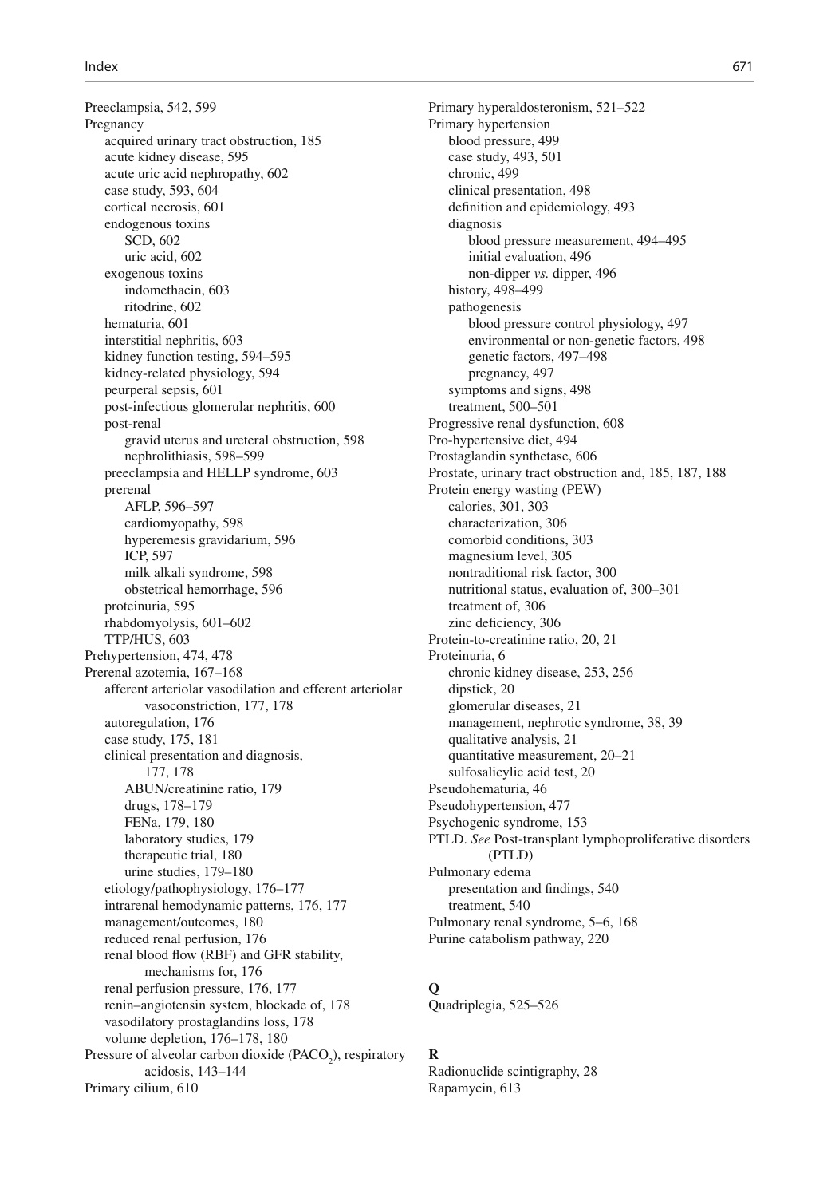Preeclampsia, 542, 599
Pregnancy
  acquired urinary tract obstruction, 185
  acute kidney disease, 595
  acute uric acid nephropathy, 602
  case study, 593, 604
  cortical necrosis, 601
  endogenous toxins
    SCD, 602
    uric acid, 602
  exogenous toxins
    indomethacin, 603
    ritodrine, 602
  hematuria, 601
  interstitial nephritis, 603
  kidney function testing, 594–595
  kidney-related physiology, 594
  peurperal sepsis, 601
  post-infectious glomerular nephritis, 600
  post-renal
    gravid uterus and ureteral obstruction, 598
    nephrolithiasis, 598–599
  preeclampsia and HELLP syndrome, 603
  prerenal
    AFLP, 596–597
    cardiomyopathy, 598
    hyperemesis gravidarium, 596
    ICP, 597
    milk alkali syndrome, 598
    obstetrical hemorrhage, 596
  proteinuria, 595
  rhabdomyolysis, 601–602
  TTP/HUS, 603
Prehypertension, 474, 478
Prerenal azotemia, 167–168
  afferent arteriolar vasodilation and efferent arteriolar vasoconstriction, 177, 178
  autoregulation, 176
  case study, 175, 181
  clinical presentation and diagnosis, 177, 178
    ABUN/creatinine ratio, 179
    drugs, 178–179
    FENa, 179, 180
    laboratory studies, 179
    therapeutic trial, 180
    urine studies, 179–180
  etiology/pathophysiology, 176–177
  intrarenal hemodynamic patterns, 176, 177
  management/outcomes, 180
  reduced renal perfusion, 176
  renal blood flow (RBF) and GFR stability, mechanisms for, 176
  renal perfusion pressure, 176, 177
  renin–angiotensin system, blockade of, 178
  vasodilatory prostaglandins loss, 178
  volume depletion, 176–178, 180
Pressure of alveolar carbon dioxide ($PACO_2$), respiratory acidosis, 143–144
Primary cilium, 610
Primary hyperaldosteronism, 521–522
Primary hypertension
  blood pressure, 499
  case study, 493, 501
  chronic, 499
  clinical presentation, 498
  definition and epidemiology, 493
  diagnosis
    blood pressure measurement, 494–495
    initial evaluation, 496
    non-dipper *vs.* dipper, 496
  history, 498–499
  pathogenesis
    blood pressure control physiology, 497
    environmental or non-genetic factors, 498
    genetic factors, 497–498
    pregnancy, 497
  symptoms and signs, 498
  treatment, 500–501
Progressive renal dysfunction, 608
Pro-hypertensive diet, 494
Prostaglandin synthetase, 606
Prostate, urinary tract obstruction and, 185, 187, 188
Protein energy wasting (PEW)
  calories, 301, 303
  characterization, 306
  comorbid conditions, 303
  magnesium level, 305
  nontraditional risk factor, 300
  nutritional status, evaluation of, 300–301
  treatment of, 306
  zinc deficiency, 306
Protein-to-creatinine ratio, 20, 21
Proteinuria, 6
  chronic kidney disease, 253, 256
  dipstick, 20
  glomerular diseases, 21
  management, nephrotic syndrome, 38, 39
  qualitative analysis, 21
  quantitative measurement, 20–21
  sulfosalicylic acid test, 20
Pseudohematuria, 46
Pseudohypertension, 477
Psychogenic syndrome, 153
PTLD. *See* Post-transplant lymphoproliferative disorders (PTLD)
Pulmonary edema
  presentation and findings, 540
  treatment, 540
Pulmonary renal syndrome, 5–6, 168
Purine catabolism pathway, 220

**Q**

Quadriplegia, 525–526

**R**

Radionuclide scintigraphy, 28
Rapamycin, 613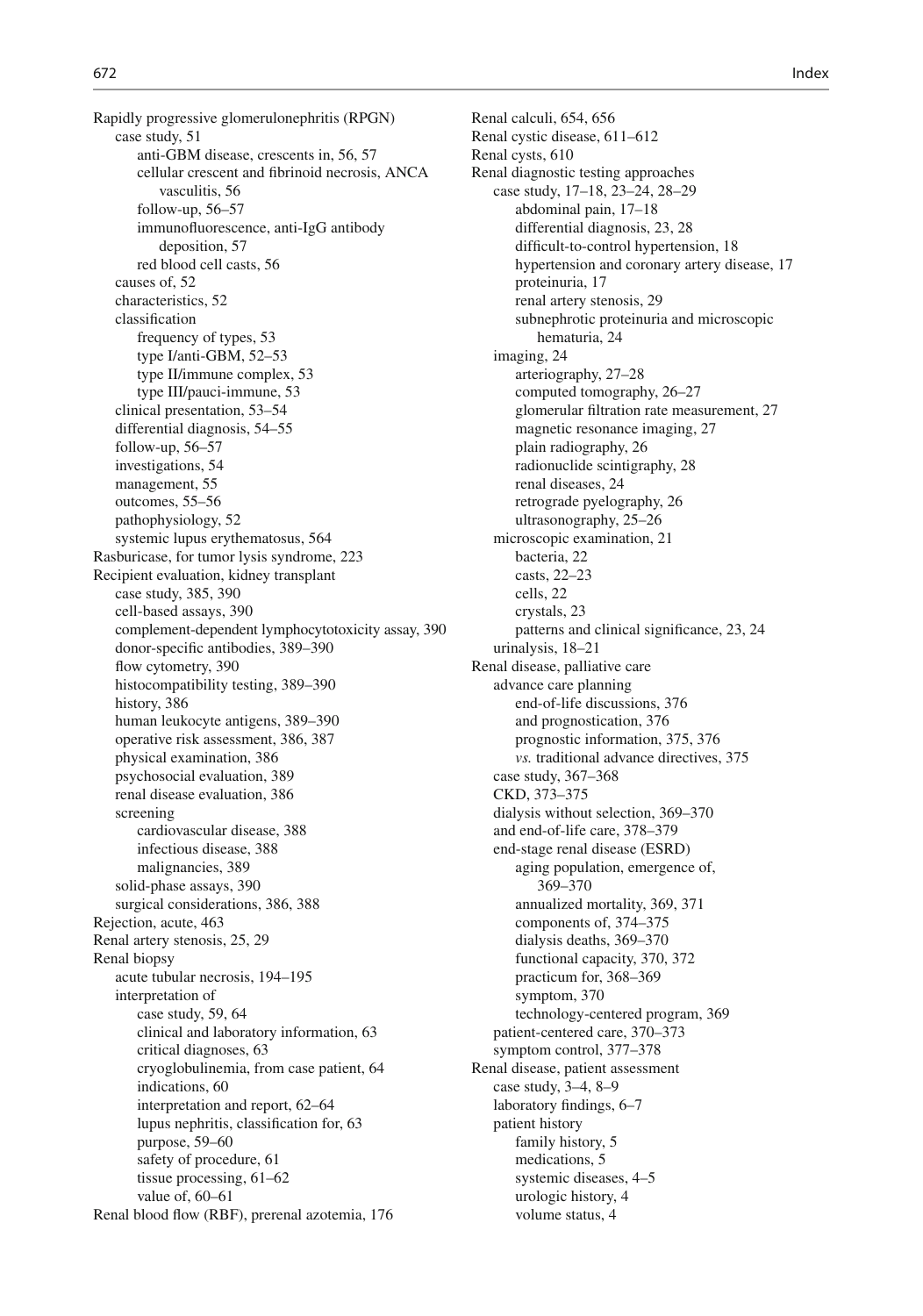Rapidly progressive glomerulonephritis (RPGN)
- case study, 51
  - anti-GBM disease, crescents in, 56, 57
  - cellular crescent and fibrinoid necrosis, ANCA vasculitis, 56
  - follow-up, 56–57
  - immunofluorescence, anti-IgG antibody deposition, 57
  - red blood cell casts, 56
- causes of, 52
- characteristics, 52
- classification
  - frequency of types, 53
  - type I/anti-GBM, 52–53
  - type II/immune complex, 53
  - type III/pauci-immune, 53
- clinical presentation, 53–54
- differential diagnosis, 54–55
- follow-up, 56–57
- investigations, 54
- management, 55
- outcomes, 55–56
- pathophysiology, 52
- systemic lupus erythematosus, 564

Rasburicase, for tumor lysis syndrome, 223

Recipient evaluation, kidney transplant
- case study, 385, 390
- cell-based assays, 390
- complement-dependent lymphocytotoxicity assay, 390
- donor-specific antibodies, 389–390
- flow cytometry, 390
- histocompatibility testing, 389–390
- history, 386
- human leukocyte antigens, 389–390
- operative risk assessment, 386, 387
- physical examination, 386
- psychosocial evaluation, 389
- renal disease evaluation, 386
- screening
  - cardiovascular disease, 388
  - infectious disease, 388
  - malignancies, 389
- solid-phase assays, 390
- surgical considerations, 386, 388

Rejection, acute, 463

Renal artery stenosis, 25, 29

Renal biopsy
- acute tubular necrosis, 194–195
- interpretation of
  - case study, 59, 64
  - clinical and laboratory information, 63
  - critical diagnoses, 63
  - cryoglobulinemia, from case patient, 64
  - indications, 60
  - interpretation and report, 62–64
  - lupus nephritis, classification for, 63
  - purpose, 59–60
  - safety of procedure, 61
  - tissue processing, 61–62
  - value of, 60–61

Renal blood flow (RBF), prerenal azotemia, 176

Renal calculi, 654, 656

Renal cystic disease, 611–612

Renal cysts, 610

Renal diagnostic testing approaches
- case study, 17–18, 23–24, 28–29
  - abdominal pain, 17–18
  - differential diagnosis, 23, 28
  - difficult-to-control hypertension, 18
  - hypertension and coronary artery disease, 17
  - proteinuria, 17
  - renal artery stenosis, 29
  - subnephrotic proteinuria and microscopic hematuria, 24
- imaging, 24
  - arteriography, 27–28
  - computed tomography, 26–27
  - glomerular filtration rate measurement, 27
  - magnetic resonance imaging, 27
  - plain radiography, 26
  - radionuclide scintigraphy, 28
  - renal diseases, 24
  - retrograde pyelography, 26
  - ultrasonography, 25–26
- microscopic examination, 21
  - bacteria, 22
  - casts, 22–23
  - cells, 22
  - crystals, 23
  - patterns and clinical significance, 23, 24
- urinalysis, 18–21

Renal disease, palliative care
- advance care planning
  - end-of-life discussions, 376
  - and prognostication, 376
  - prognostic information, 375, 376
  - *vs.* traditional advance directives, 375
- case study, 367–368
- CKD, 373–375
- dialysis without selection, 369–370
- and end-of-life care, 378–379
- end-stage renal disease (ESRD)
  - aging population, emergence of, 369–370
  - annualized mortality, 369, 371
  - components of, 374–375
  - dialysis deaths, 369–370
  - functional capacity, 370, 372
  - practicum for, 368–369
  - symptom, 370
  - technology-centered program, 369
- patient-centered care, 370–373
- symptom control, 377–378

Renal disease, patient assessment
- case study, 3–4, 8–9
- laboratory findings, 6–7
- patient history
  - family history, 5
  - medications, 5
  - systemic diseases, 4–5
  - urologic history, 4
  - volume status, 4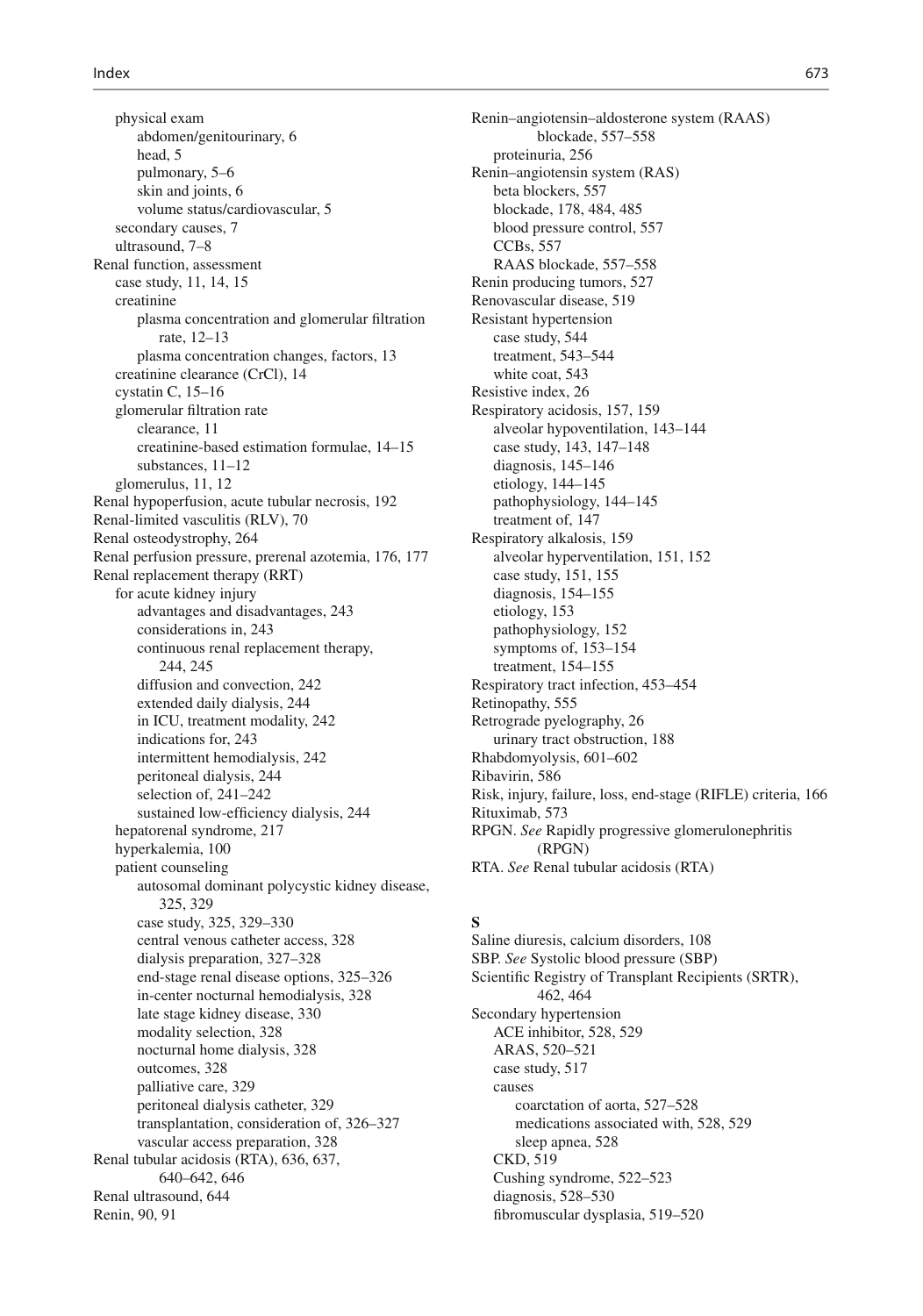- physical exam
  - abdomen/genitourinary, 6
  - head, 5
  - pulmonary, 5–6
  - skin and joints, 6
  - volume status/cardiovascular, 5
- secondary causes, 7
- ultrasound, 7–8

Renal function, assessment
- case study, 11, 14, 15
- creatinine
  - plasma concentration and glomerular filtration rate, 12–13
  - plasma concentration changes, factors, 13
- creatinine clearance (CrCl), 14
- cystatin C, 15–16
- glomerular filtration rate
  - clearance, 11
  - creatinine-based estimation formulae, 14–15
  - substances, 11–12
- glomerulus, 11, 12

Renal hypoperfusion, acute tubular necrosis, 192
Renal-limited vasculitis (RLV), 70
Renal osteodystrophy, 264
Renal perfusion pressure, prerenal azotemia, 176, 177
Renal replacement therapy (RRT)
- for acute kidney injury
  - advantages and disadvantages, 243
  - considerations in, 243
  - continuous renal replacement therapy, 244, 245
  - diffusion and convection, 242
  - extended daily dialysis, 244
  - in ICU, treatment modality, 242
  - indications for, 243
  - intermittent hemodialysis, 242
  - peritoneal dialysis, 244
  - selection of, 241–242
  - sustained low-efficiency dialysis, 244
- hepatorenal syndrome, 217
- hyperkalemia, 100
- patient counseling
  - autosomal dominant polycystic kidney disease, 325, 329
  - case study, 325, 329–330
  - central venous catheter access, 328
  - dialysis preparation, 327–328
  - end-stage renal disease options, 325–326
  - in-center nocturnal hemodialysis, 328
  - late stage kidney disease, 330
  - modality selection, 328
  - nocturnal home dialysis, 328
  - outcomes, 328
  - palliative care, 329
  - peritoneal dialysis catheter, 329
  - transplantation, consideration of, 326–327
  - vascular access preparation, 328

Renal tubular acidosis (RTA), 636, 637, 640–642, 646
Renal ultrasound, 644
Renin, 90, 91
Renin–angiotensin–aldosterone system (RAAS)
- blockade, 557–558
- proteinuria, 256

Renin–angiotensin system (RAS)
- beta blockers, 557
- blockade, 178, 484, 485
- blood pressure control, 557
- CCBs, 557
- RAAS blockade, 557–558

Renin producing tumors, 527
Renovascular disease, 519
Resistant hypertension
- case study, 544
- treatment, 543–544
- white coat, 543

Resistive index, 26
Respiratory acidosis, 157, 159
- alveolar hypoventilation, 143–144
- case study, 143, 147–148
- diagnosis, 145–146
- etiology, 144–145
- pathophysiology, 144–145
- treatment of, 147

Respiratory alkalosis, 159
- alveolar hyperventilation, 151, 152
- case study, 151, 155
- diagnosis, 154–155
- etiology, 153
- pathophysiology, 152
- symptoms of, 153–154
- treatment, 154–155

Respiratory tract infection, 453–454
Retinopathy, 555
Retrograde pyelography, 26
- urinary tract obstruction, 188

Rhabdomyolysis, 601–602
Ribavirin, 586
Risk, injury, failure, loss, end-stage (RIFLE) criteria, 166
Rituximab, 573
RPGN. *See* Rapidly progressive glomerulonephritis (RPGN)
RTA. *See* Renal tubular acidosis (RTA)

**S**

Saline diuresis, calcium disorders, 108
SBP. *See* Systolic blood pressure (SBP)
Scientific Registry of Transplant Recipients (SRTR), 462, 464
Secondary hypertension
- ACE inhibitor, 528, 529
- ARAS, 520–521
- case study, 517
- causes
  - coarctation of aorta, 527–528
  - medications associated with, 528, 529
  - sleep apnea, 528
- CKD, 519
- Cushing syndrome, 522–523
- diagnosis, 528–530
- fibromuscular dysplasia, 519–520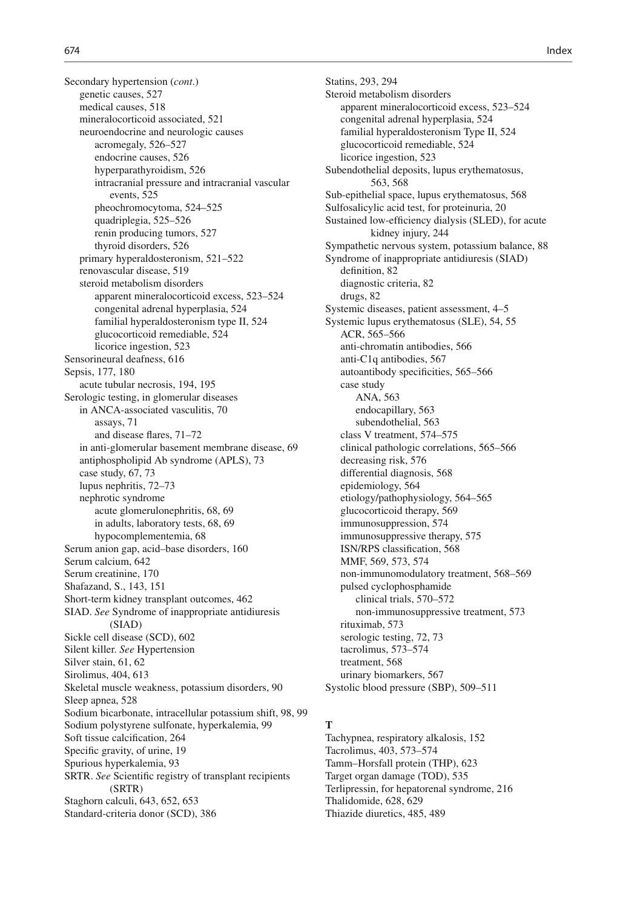Secondary hypertension (*cont.*)
- genetic causes, 527
- medical causes, 518
- mineralocorticoid associated, 521
- neuroendocrine and neurologic causes
  - acromegaly, 526–527
  - endocrine causes, 526
  - hyperparathyroidism, 526
  - intracranial pressure and intracranial vascular events, 525
  - pheochromocytoma, 524–525
  - quadriplegia, 525–526
  - renin producing tumors, 527
  - thyroid disorders, 526
- primary hyperaldosteronism, 521–522
- renovascular disease, 519
- steroid metabolism disorders
  - apparent mineralocorticoid excess, 523–524
  - congenital adrenal hyperplasia, 524
  - familial hyperaldosteronism type II, 524
  - glucocorticoid remediable, 524
  - licorice ingestion, 523

Sensorineural deafness, 616

Sepsis, 177, 180
- acute tubular necrosis, 194, 195

Serologic testing, in glomerular diseases
- in ANCA-associated vasculitis, 70
  - assays, 71
  - and disease flares, 71–72
- in anti-glomerular basement membrane disease, 69
- antiphospholipid Ab syndrome (APLS), 73
- case study, 67, 73
- lupus nephritis, 72–73
- nephrotic syndrome
  - acute glomerulonephritis, 68, 69
  - in adults, laboratory tests, 68, 69
  - hypocomplementemia, 68

Serum anion gap, acid–base disorders, 160

Serum calcium, 642

Serum creatinine, 170

Shafazand, S., 143, 151

Short-term kidney transplant outcomes, 462

SIAD. *See* Syndrome of inappropriate antidiuresis (SIAD)

Sickle cell disease (SCD), 602

Silent killer. *See* Hypertension

Silver stain, 61, 62

Sirolimus, 404, 613

Skeletal muscle weakness, potassium disorders, 90

Sleep apnea, 528

Sodium bicarbonate, intracellular potassium shift, 98, 99

Sodium polystyrene sulfonate, hyperkalemia, 99

Soft tissue calcification, 264

Specific gravity, of urine, 19

Spurious hyperkalemia, 93

SRTR. *See* Scientific registry of transplant recipients (SRTR)

Staghorn calculi, 643, 652, 653

Standard-criteria donor (SCD), 386

Statins, 293, 294

Steroid metabolism disorders
- apparent mineralocorticoid excess, 523–524
- congenital adrenal hyperplasia, 524
- familial hyperaldosteronism Type II, 524
- glucocorticoid remediable, 524
- licorice ingestion, 523

Subendothelial deposits, lupus erythematosus, 563, 568

Sub-epithelial space, lupus erythematosus, 568

Sulfosalicylic acid test, for proteinuria, 20

Sustained low-efficiency dialysis (SLED), for acute kidney injury, 244

Sympathetic nervous system, potassium balance, 88

Syndrome of inappropriate antidiuresis (SIAD)
- definition, 82
- diagnostic criteria, 82
- drugs, 82

Systemic diseases, patient assessment, 4–5

Systemic lupus erythematosus (SLE), 54, 55
- ACR, 565–566
- anti-chromatin antibodies, 566
- anti-C1q antibodies, 567
- autoantibody specificities, 565–566
- case study
  - ANA, 563
  - endocapillary, 563
  - subendothelial, 563
- class V treatment, 574–575
- clinical pathologic correlations, 565–566
- decreasing risk, 576
- differential diagnosis, 568
- epidemiology, 564
- etiology/pathophysiology, 564–565
- glucocorticoid therapy, 569
- immunosuppression, 574
- immunosuppressive therapy, 575
- ISN/RPS classification, 568
- MMF, 569, 573, 574
- non-immunomodulatory treatment, 568–569
- pulsed cyclophosphamide
  - clinical trials, 570–572
  - non-immunosuppressive treatment, 573
- rituximab, 573
- serologic testing, 72, 73
- tacrolimus, 573–574
- treatment, 568
- urinary biomarkers, 567

Systolic blood pressure (SBP), 509–511

**T**

Tachypnea, respiratory alkalosis, 152

Tacrolimus, 403, 573–574

Tamm–Horsfall protein (THP), 623

Target organ damage (TOD), 535

Terlipressin, for hepatorenal syndrome, 216

Thalidomide, 628, 629

Thiazide diuretics, 485, 489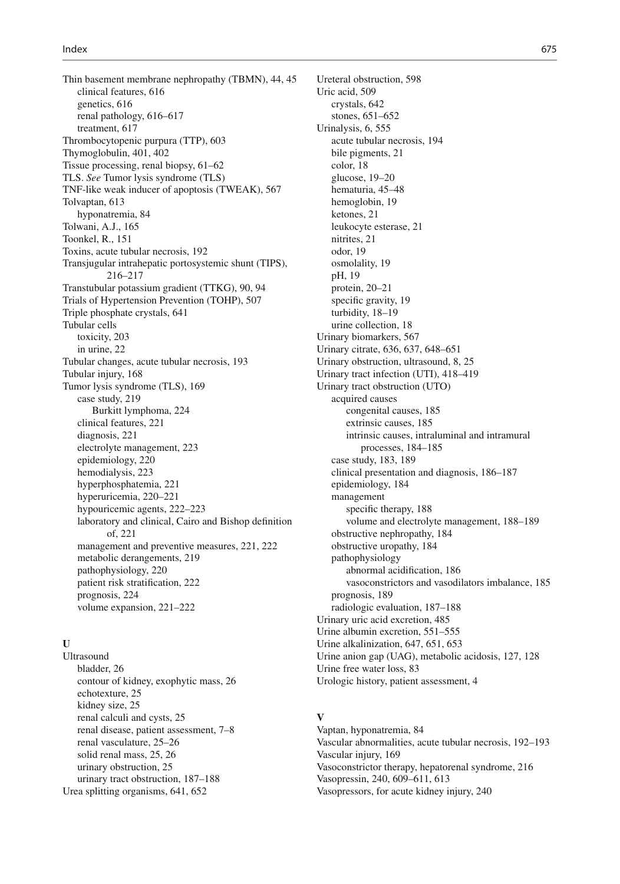Thin basement membrane nephropathy (TBMN), 44, 45
- clinical features, 616
- genetics, 616
- renal pathology, 616–617
- treatment, 617

Thrombocytopenic purpura (TTP), 603
Thymoglobulin, 401, 402
Tissue processing, renal biopsy, 61–62
TLS. *See* Tumor lysis syndrome (TLS)
TNF-like weak inducer of apoptosis (TWEAK), 567
Tolvaptan, 613
- hyponatremia, 84

Tolwani, A.J., 165
Toonkel, R., 151
Toxins, acute tubular necrosis, 192
Transjugular intrahepatic portosystemic shunt (TIPS), 216–217
Transtubular potassium gradient (TTKG), 90, 94
Trials of Hypertension Prevention (TOHP), 507
Triple phosphate crystals, 641
Tubular cells
- toxicity, 203
- in urine, 22

Tubular changes, acute tubular necrosis, 193
Tubular injury, 168
Tumor lysis syndrome (TLS), 169
- case study, 219
  - Burkitt lymphoma, 224
- clinical features, 221
- diagnosis, 221
- electrolyte management, 223
- epidemiology, 220
- hemodialysis, 223
- hyperphosphatemia, 221
- hyperuricemia, 220–221
- hypouricemic agents, 222–223
- laboratory and clinical, Cairo and Bishop definition of, 221
- management and preventive measures, 221, 222
- metabolic derangements, 219
- pathophysiology, 220
- patient risk stratification, 222
- prognosis, 224
- volume expansion, 221–222

**U**

Ultrasound
- bladder, 26
- contour of kidney, exophytic mass, 26
- echotexture, 25
- kidney size, 25
- renal calculi and cysts, 25
- renal disease, patient assessment, 7–8
- renal vasculature, 25–26
- solid renal mass, 25, 26
- urinary obstruction, 25
- urinary tract obstruction, 187–188

Urea splitting organisms, 641, 652
Ureteral obstruction, 598
Uric acid, 509
- crystals, 642
- stones, 651–652

Urinalysis, 6, 555
- acute tubular necrosis, 194
- bile pigments, 21
- color, 18
- glucose, 19–20
- hematuria, 45–48
- hemoglobin, 19
- ketones, 21
- leukocyte esterase, 21
- nitrites, 21
- odor, 19
- osmolality, 19
- pH, 19
- protein, 20–21
- specific gravity, 19
- turbidity, 18–19
- urine collection, 18

Urinary biomarkers, 567
Urinary citrate, 636, 637, 648–651
Urinary obstruction, ultrasound, 8, 25
Urinary tract infection (UTI), 418–419
Urinary tract obstruction (UTO)
- acquired causes
  - congenital causes, 185
  - extrinsic causes, 185
  - intrinsic causes, intraluminal and intramural processes, 184–185
- case study, 183, 189
- clinical presentation and diagnosis, 186–187
- epidemiology, 184
- management
  - specific therapy, 188
  - volume and electrolyte management, 188–189
- obstructive nephropathy, 184
- obstructive uropathy, 184
- pathophysiology
  - abnormal acidification, 186
  - vasoconstrictors and vasodilators imbalance, 185
- prognosis, 189
- radiologic evaluation, 187–188

Urinary uric acid excretion, 485
Urine albumin excretion, 551–555
Urine alkalinization, 647, 651, 653
Urine anion gap (UAG), metabolic acidosis, 127, 128
Urine free water loss, 83
Urologic history, patient assessment, 4

**V**

Vaptan, hyponatremia, 84
Vascular abnormalities, acute tubular necrosis, 192–193
Vascular injury, 169
Vasoconstrictor therapy, hepatorenal syndrome, 216
Vasopressin, 240, 609–611, 613
Vasopressors, for acute kidney injury, 240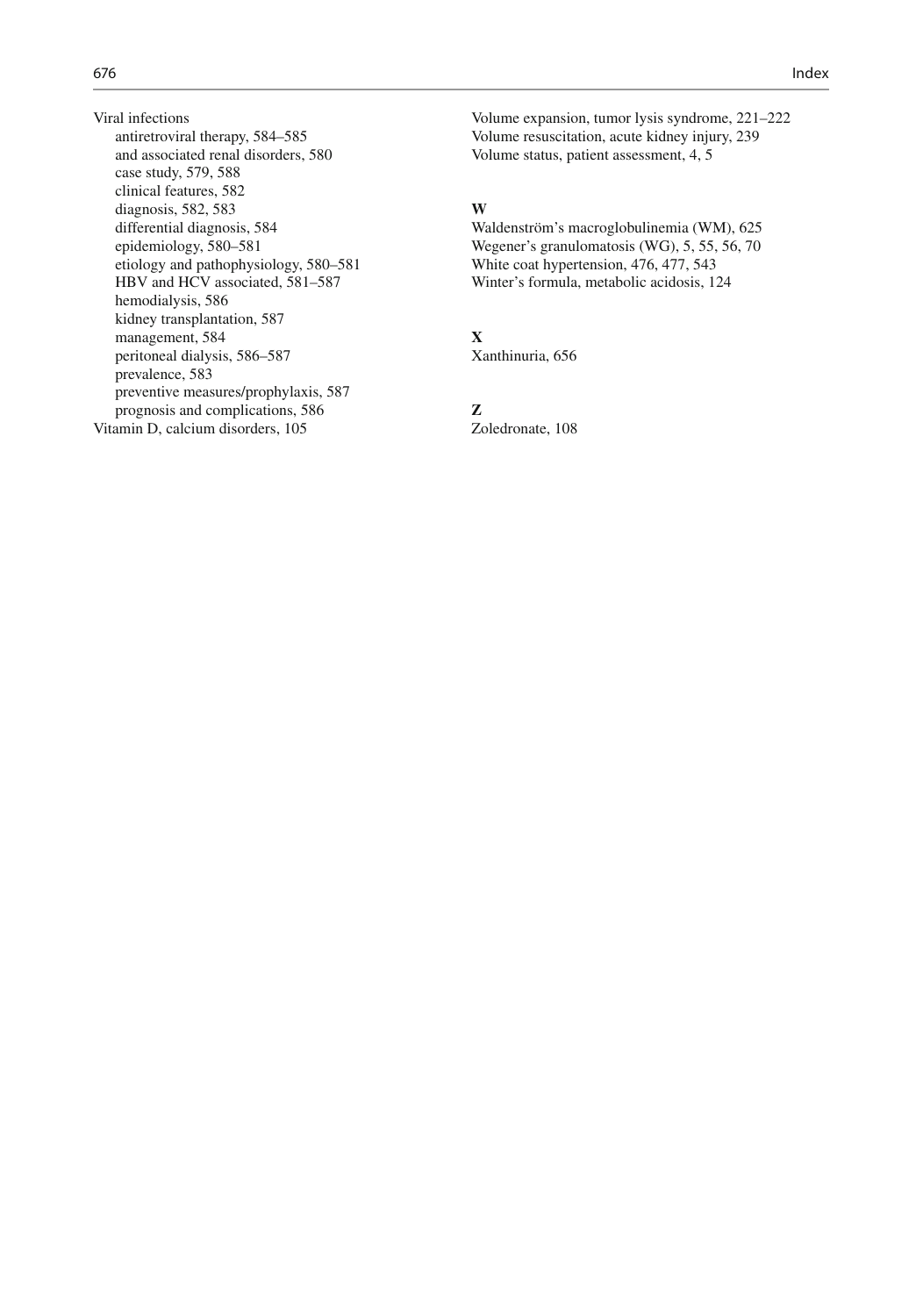Viral infections
- antiretroviral therapy, 584–585
- and associated renal disorders, 580
- case study, 579, 588
- clinical features, 582
- diagnosis, 582, 583
- differential diagnosis, 584
- epidemiology, 580–581
- etiology and pathophysiology, 580–581
- HBV and HCV associated, 581–587
- hemodialysis, 586
- kidney transplantation, 587
- management, 584
- peritoneal dialysis, 586–587
- prevalence, 583
- preventive measures/prophylaxis, 587
- prognosis and complications, 586

Vitamin D, calcium disorders, 105

Volume expansion, tumor lysis syndrome, 221–222

Volume resuscitation, acute kidney injury, 239

Volume status, patient assessment, 4, 5

**W**

Waldenström's macroglobulinemia (WM), 625

Wegener's granulomatosis (WG), 5, 55, 56, 70

White coat hypertension, 476, 477, 543

Winter's formula, metabolic acidosis, 124

**X**

Xanthinuria, 656

**Z**

Zoledronate, 108